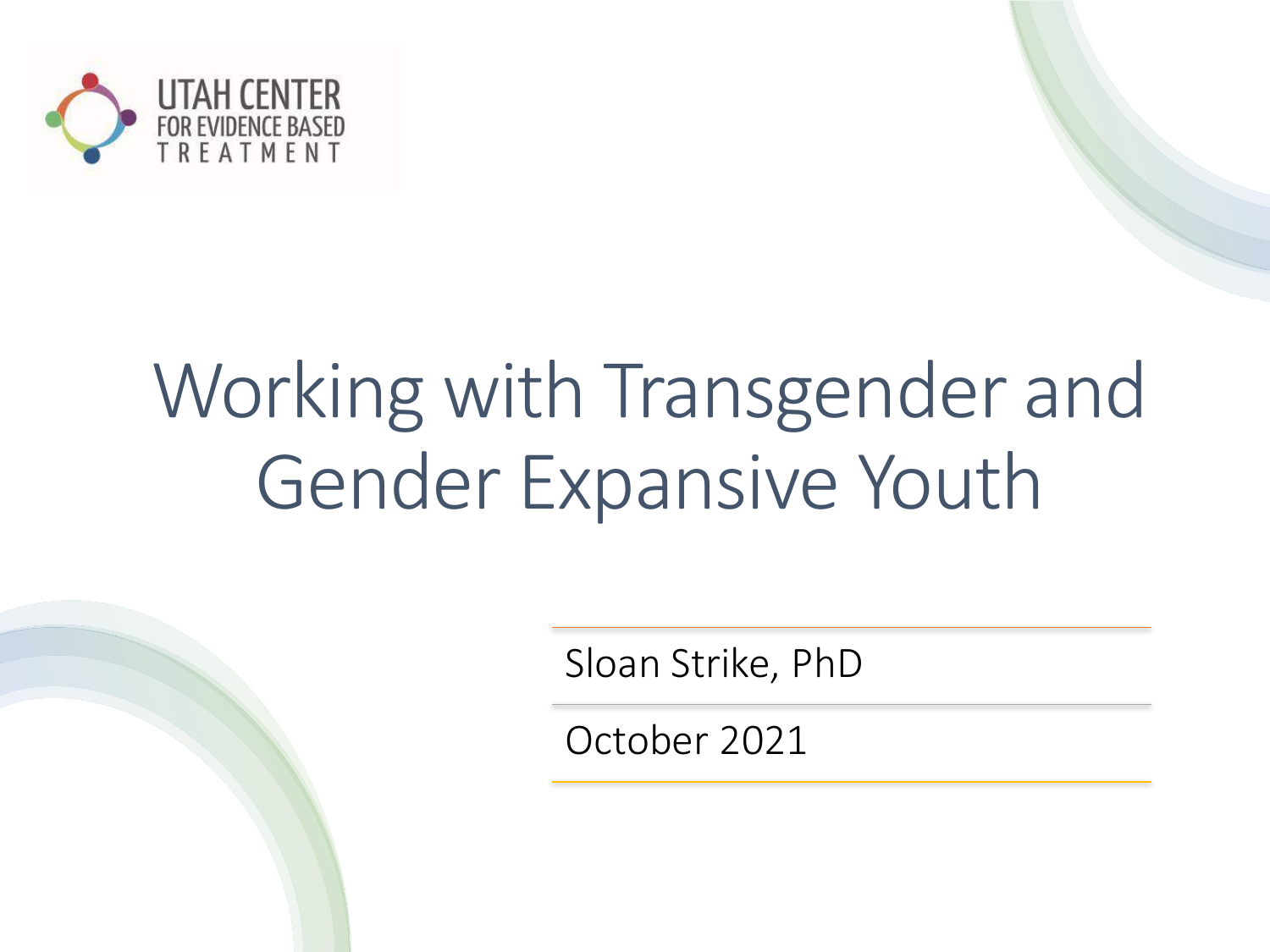UTAH CENTER FOR EVIDENCE BASED TREATMENT

# Working with Transgender and Gender Expansive Youth

Sloan Strike, PhD

October 2021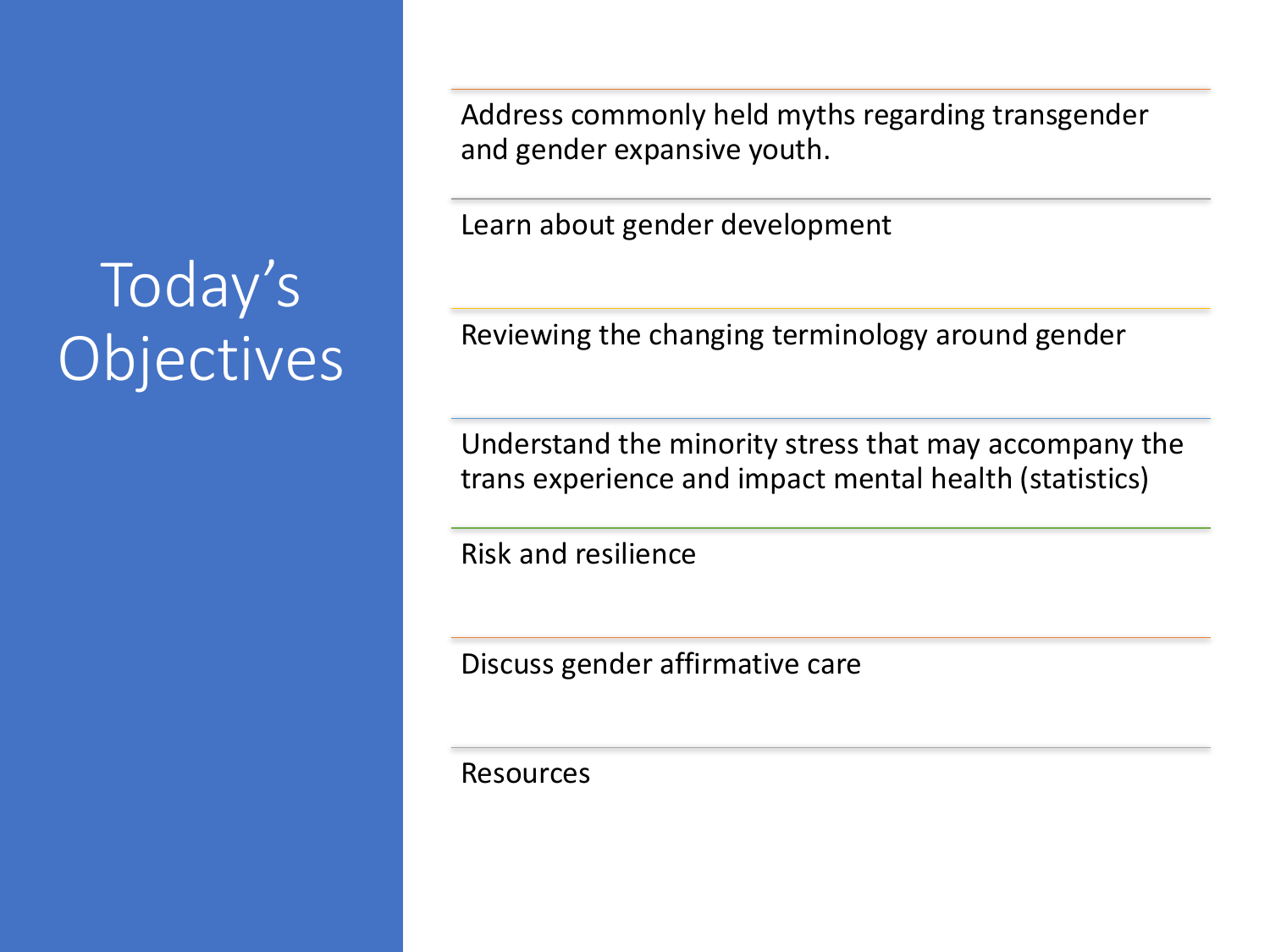# Today's Objectives

- Address commonly held myths regarding transgender and gender expansive youth.
- Learn about gender development
- Reviewing the changing terminology around gender
- Understand the minority stress that may accompany the trans experience and impact mental health (statistics)
- Risk and resilience
- Discuss gender affirmative care
- Resources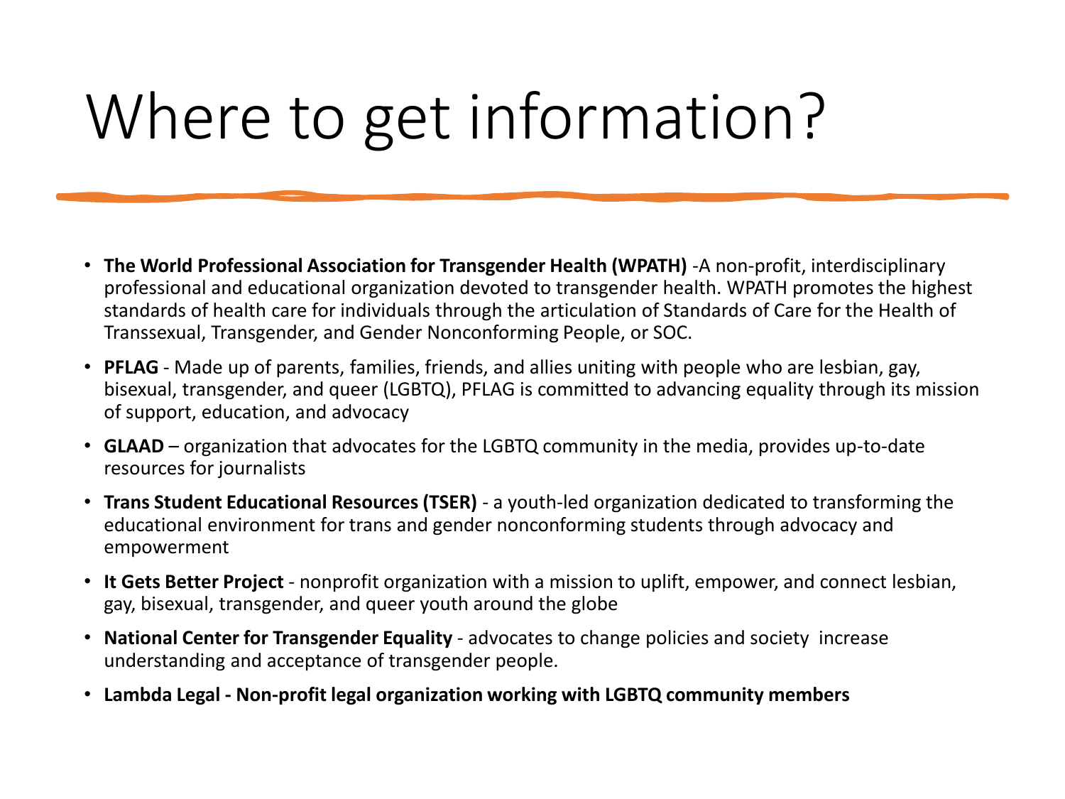# Where to get information?

- **The World Professional Association for Transgender Health (WPATH)** -A non-profit, interdisciplinary professional and educational organization devoted to transgender health. WPATH promotes the highest standards of health care for individuals through the articulation of Standards of Care for the Health of Transsexual, Transgender, and Gender Nonconforming People, or SOC.
- **PFLAG** - Made up of parents, families, friends, and allies uniting with people who are lesbian, gay, bisexual, transgender, and queer (LGBTQ), PFLAG is committed to advancing equality through its mission of support, education, and advocacy
- **GLAAD** – organization that advocates for the LGBTQ community in the media, provides up-to-date resources for journalists
- **Trans Student Educational Resources (TSER)** - a youth-led organization dedicated to transforming the educational environment for trans and gender nonconforming students through advocacy and empowerment
- **It Gets Better Project** - nonprofit organization with a mission to uplift, empower, and connect lesbian, gay, bisexual, transgender, and queer youth around the globe
- **National Center for Transgender Equality** - advocates to change policies and society increase understanding and acceptance of transgender people.
- **Lambda Legal - Non-profit legal organization working with LGBTQ community members**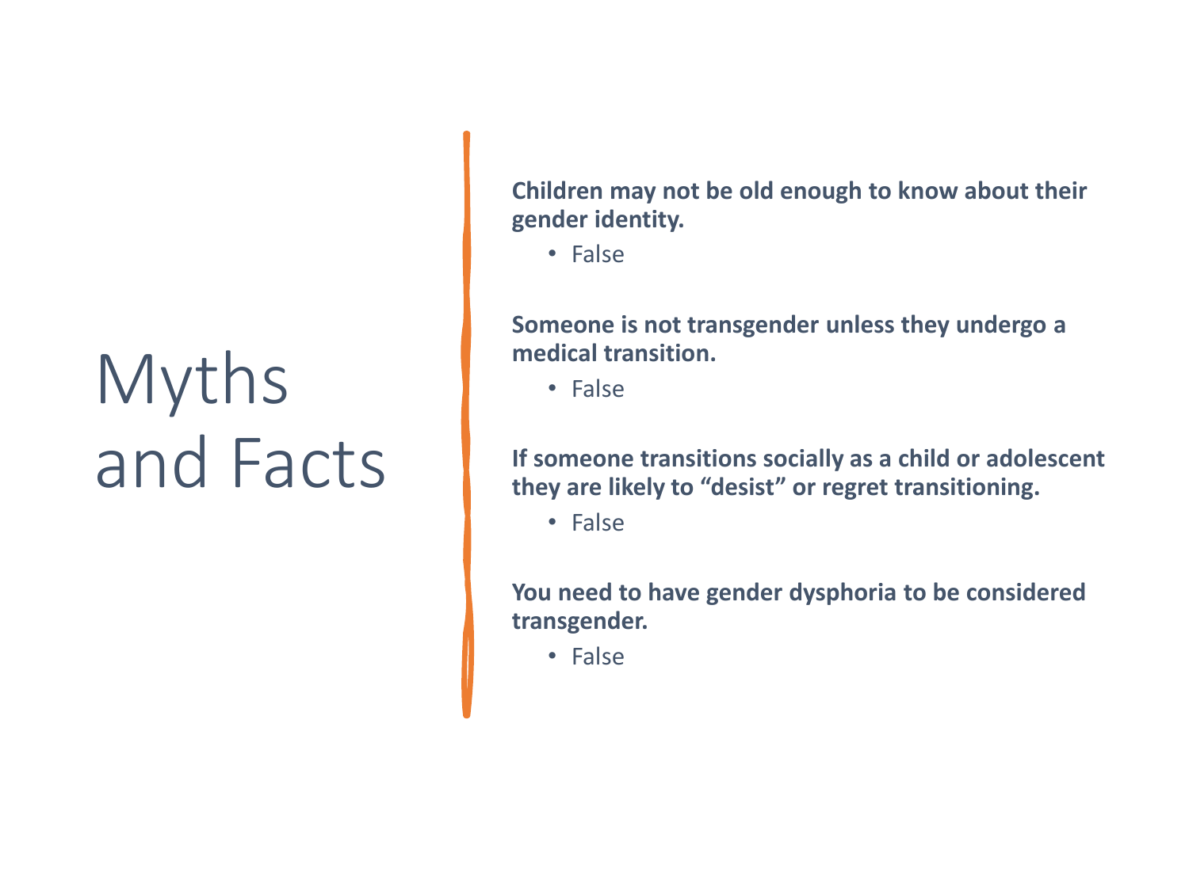# Myths and Facts

**Children may not be old enough to know about their gender identity.**

- False

**Someone is not transgender unless they undergo a medical transition.**

- False

**If someone transitions socially as a child or adolescent they are likely to "desist" or regret transitioning.**

- False

**You need to have gender dysphoria to be considered transgender.**

- False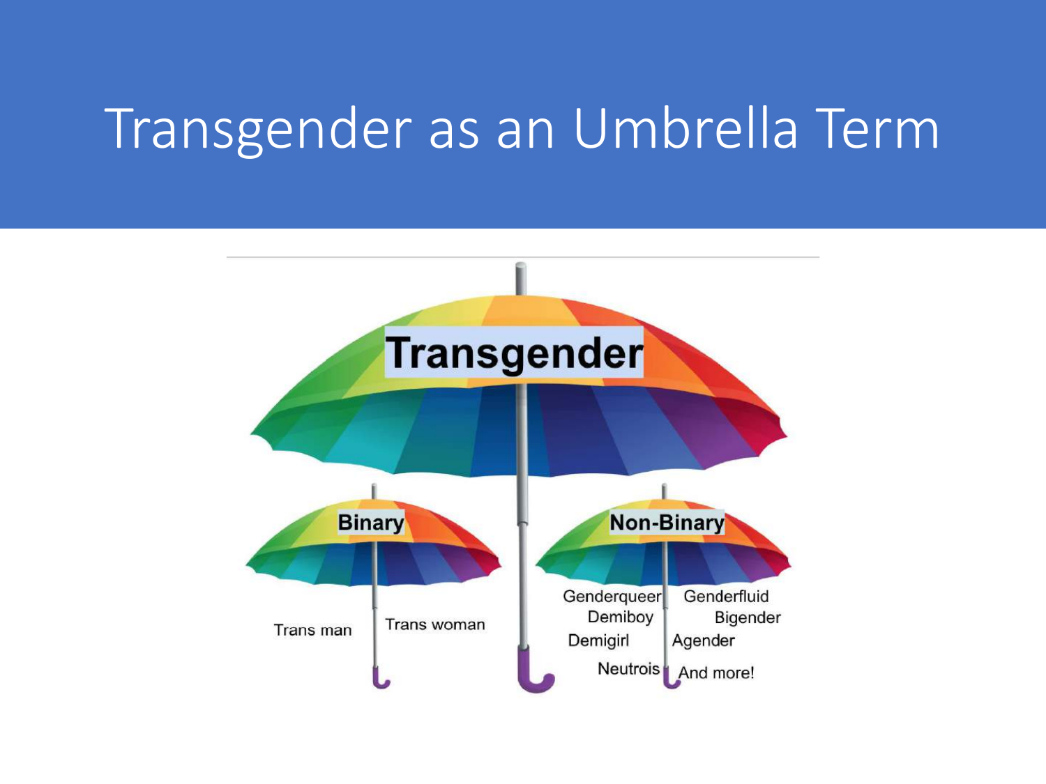# Transgender as an Umbrella Term

**Transgender**

**Binary**

- Trans man
- Trans woman

**Non-Binary**

- Genderqueer
- Demiboy
- Demigirl
- Neutrois
- Genderfluid
- Bigender
- Agender
- And more!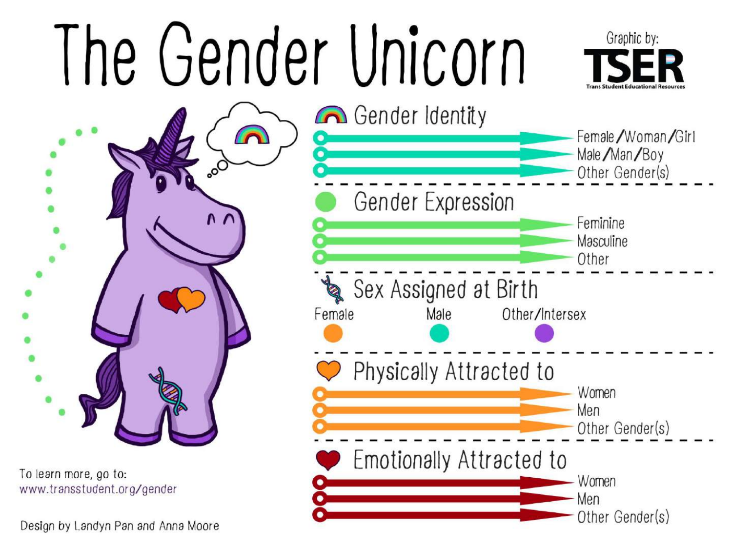# The Gender Unicorn

Graphic by: TSER
Trans Student Educational Resources

## Gender Identity

- Female/Woman/Girl
- Male/Man/Boy
- Other Gender(s)

## Gender Expression

- Feminine
- Masculine
- Other

## Sex Assigned at Birth

- Female
- Male
- Other/Intersex

## Physically Attracted to

- Women
- Men
- Other Gender(s)

## Emotionally Attracted to

- Women
- Men
- Other Gender(s)

To learn more, go to:
www.transstudent.org/gender

Design by Landyn Pan and Anna Moore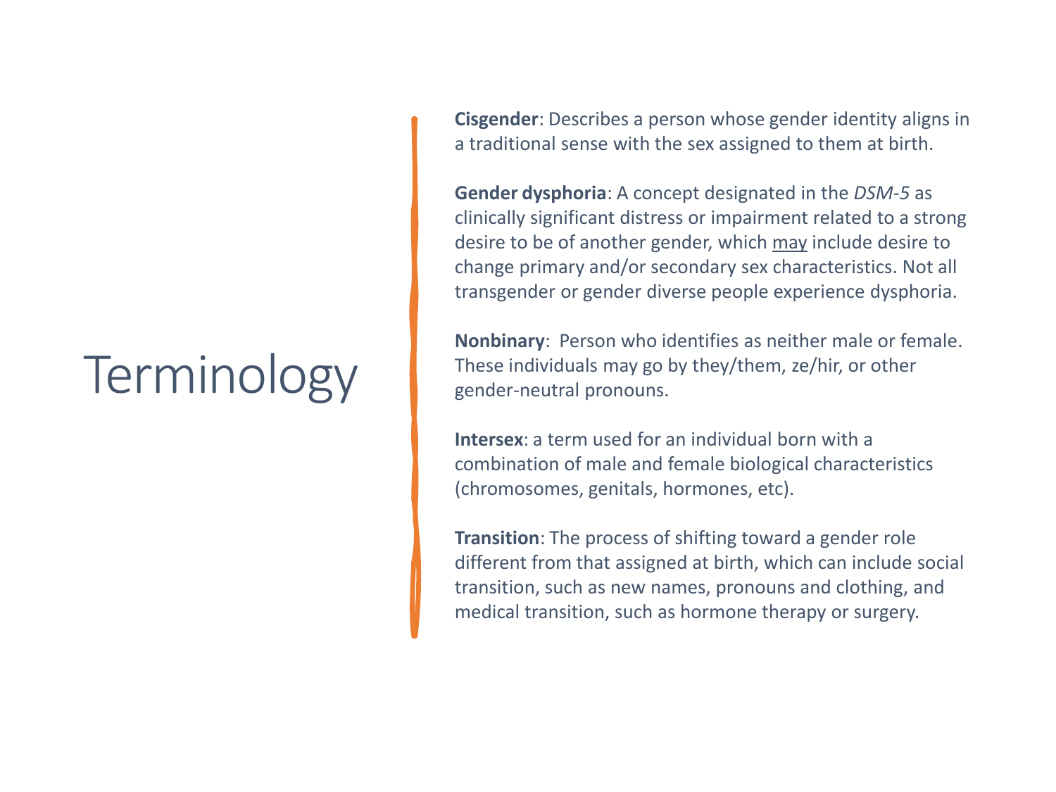# Terminology

**Cisgender**: Describes a person whose gender identity aligns in a traditional sense with the sex assigned to them at birth.

**Gender dysphoria**: A concept designated in the *DSM-5* as clinically significant distress or impairment related to a strong desire to be of another gender, which <u>may</u> include desire to change primary and/or secondary sex characteristics. Not all transgender or gender diverse people experience dysphoria.

**Nonbinary**: Person who identifies as neither male or female. These individuals may go by they/them, ze/hir, or other gender-neutral pronouns.

**Intersex**: a term used for an individual born with a combination of male and female biological characteristics (chromosomes, genitals, hormones, etc).

**Transition**: The process of shifting toward a gender role different from that assigned at birth, which can include social transition, such as new names, pronouns and clothing, and medical transition, such as hormone therapy or surgery.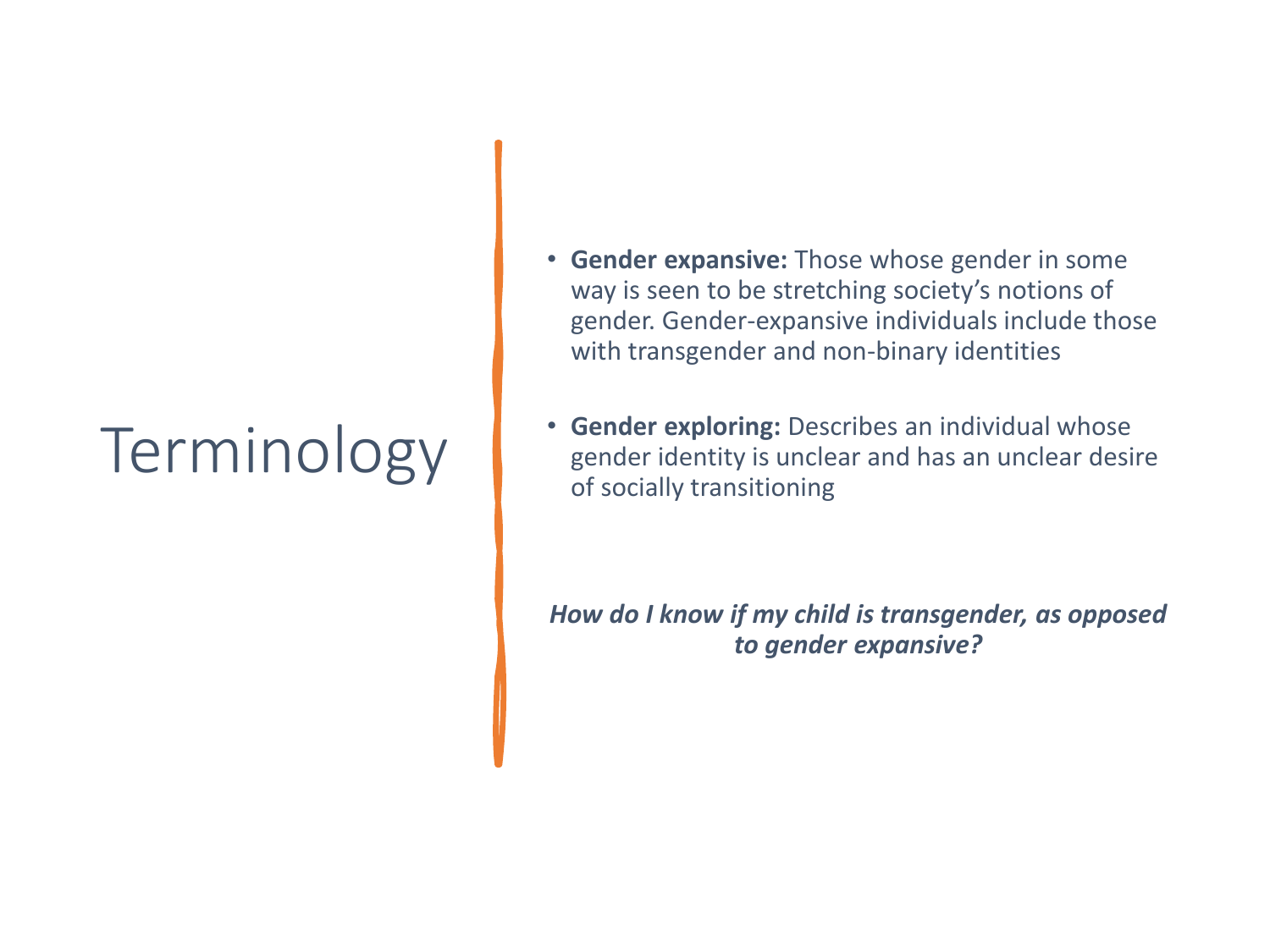# Terminology

- **Gender expansive:** Those whose gender in some way is seen to be stretching society's notions of gender. Gender-expansive individuals include those with transgender and non-binary identities
- **Gender exploring:** Describes an individual whose gender identity is unclear and has an unclear desire of socially transitioning

***How do I know if my child is transgender, as opposed to gender expansive?***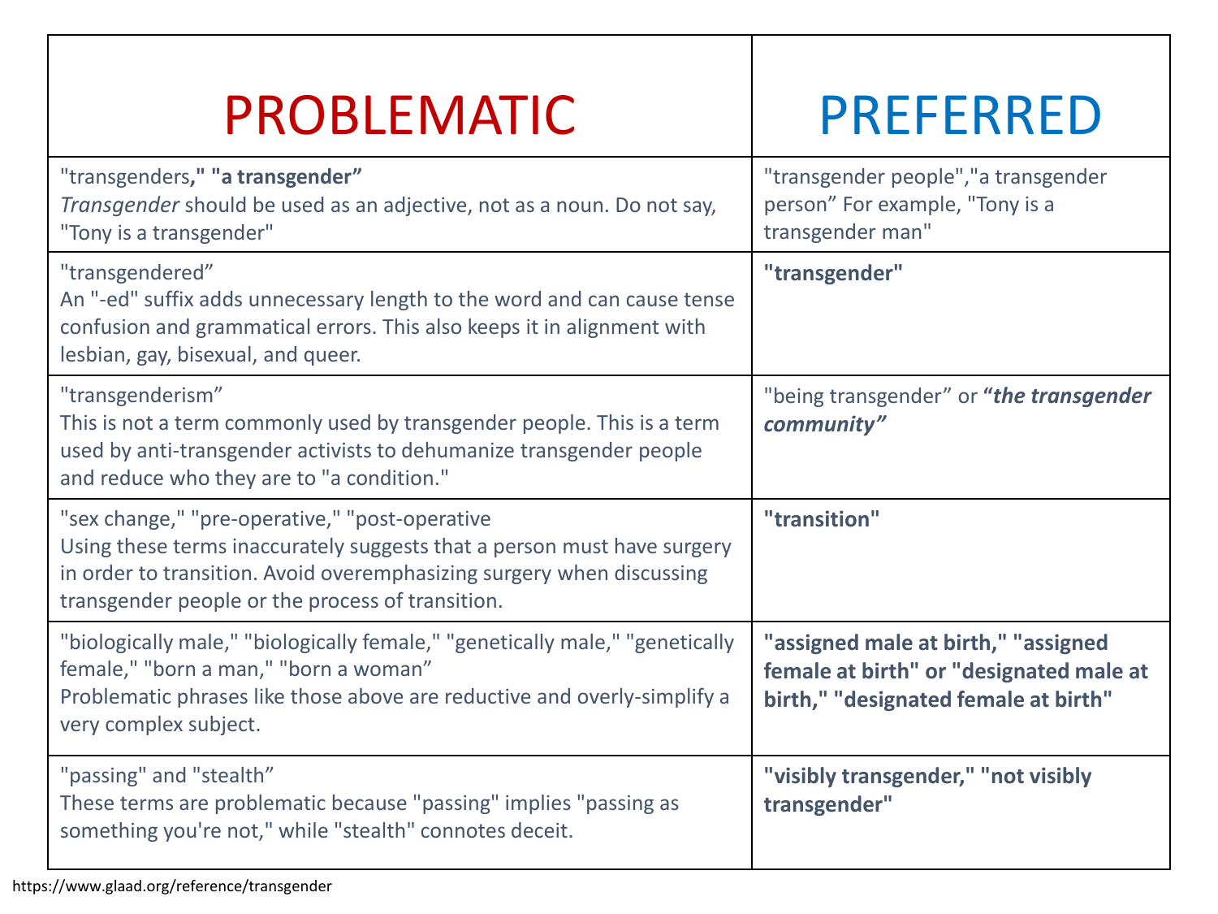| PROBLEMATIC | PREFERRED |
| --- | --- |
| "transgenders**," "a transgender"**<br>*Transgender* should be used as an adjective, not as a noun. Do not say, "Tony is a transgender" | "transgender people","a transgender person" For example, "Tony is a transgender man" |
| "transgendered"<br>An "-ed" suffix adds unnecessary length to the word and can cause tense confusion and grammatical errors. This also keeps it in alignment with lesbian, gay, bisexual, and queer. | **"transgender"** |
| "transgenderism"<br>This is not a term commonly used by transgender people. This is a term used by anti-transgender activists to dehumanize transgender people and reduce who they are to "a condition." | "being transgender" or ***"the transgender community"*** |
| "sex change," "pre-operative," "post-operative<br>Using these terms inaccurately suggests that a person must have surgery in order to transition. Avoid overemphasizing surgery when discussing transgender people or the process of transition. | **"transition"** |
| "biologically male," "biologically female," "genetically male," "genetically female," "born a man," "born a woman"<br>Problematic phrases like those above are reductive and overly-simplify a very complex subject. | **"assigned male at birth," "assigned female at birth" or "designated male at birth," "designated female at birth"** |
| "passing" and "stealth"<br>These terms are problematic because "passing" implies "passing as something you're not," while "stealth" connotes deceit. | **"visibly transgender," "not visibly transgender"** |

https://www.glaad.org/reference/transgender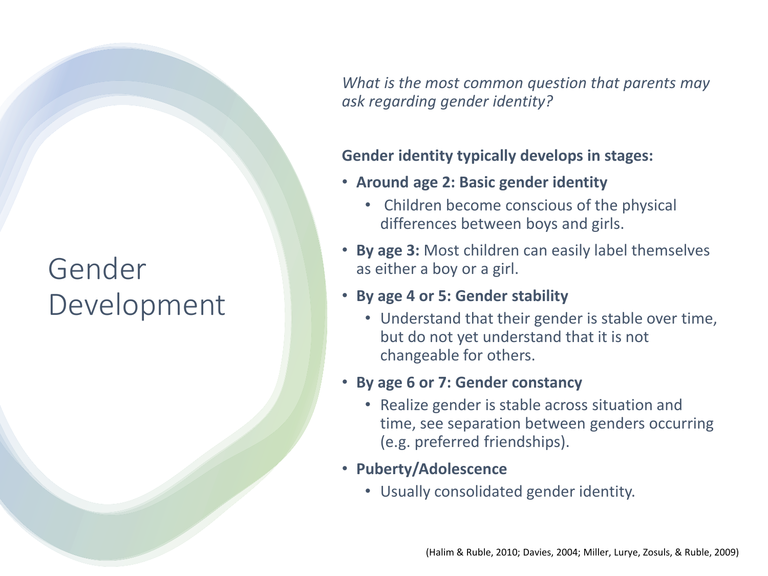# Gender Development

*What is the most common question that parents may ask regarding gender identity?*

**Gender identity typically develops in stages:**

- **Around age 2: Basic gender identity**
  - Children become conscious of the physical differences between boys and girls.
- **By age 3:** Most children can easily label themselves as either a boy or a girl.
- **By age 4 or 5: Gender stability**
  - Understand that their gender is stable over time, but do not yet understand that it is not changeable for others.
- **By age 6 or 7: Gender constancy**
  - Realize gender is stable across situation and time, see separation between genders occurring (e.g. preferred friendships).
- **Puberty/Adolescence**
  - Usually consolidated gender identity.

(Halim & Ruble, 2010; Davies, 2004; Miller, Lurye, Zosuls, & Ruble, 2009)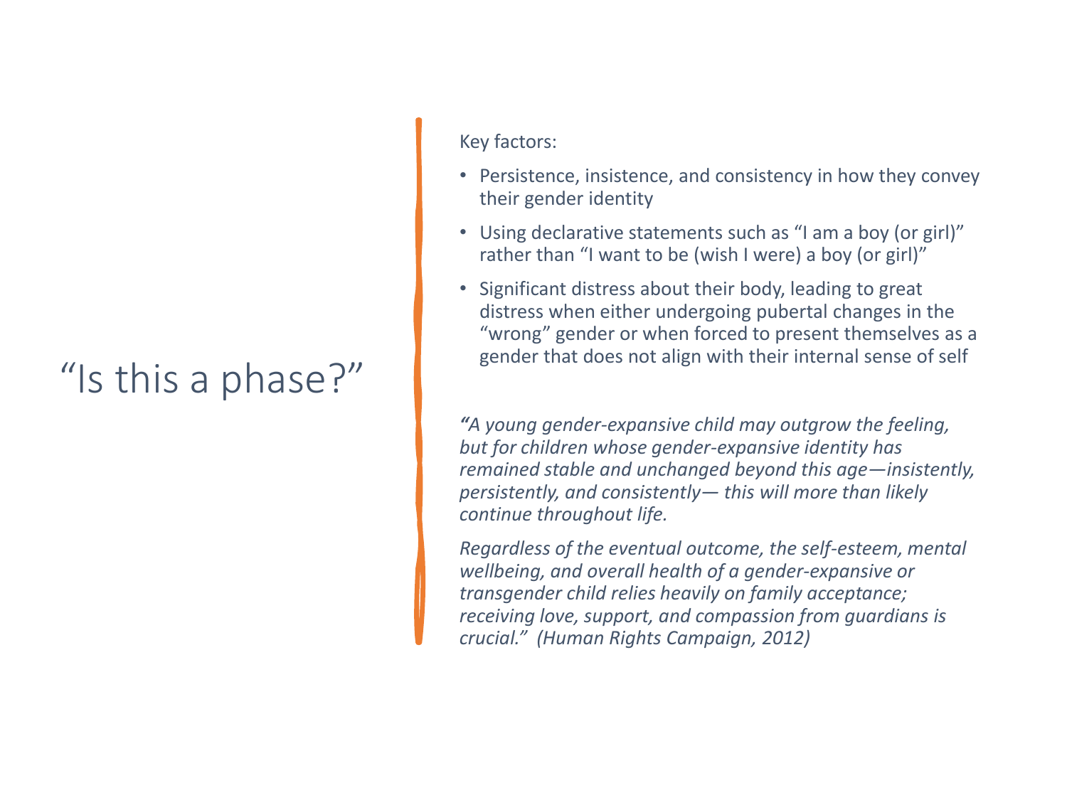# “Is this a phase?”

Key factors:

- Persistence, insistence, and consistency in how they convey their gender identity
- Using declarative statements such as “I am a boy (or girl)” rather than “I want to be (wish I were) a boy (or girl)”
- Significant distress about their body, leading to great distress when either undergoing pubertal changes in the “wrong” gender or when forced to present themselves as a gender that does not align with their internal sense of self

*“A young gender-expansive child may outgrow the feeling, but for children whose gender-expansive identity has remained stable and unchanged beyond this age—insistently, persistently, and consistently— this will more than likely continue throughout life.*

*Regardless of the eventual outcome, the self-esteem, mental wellbeing, and overall health of a gender-expansive or transgender child relies heavily on family acceptance; receiving love, support, and compassion from guardians is crucial.” (Human Rights Campaign, 2012)*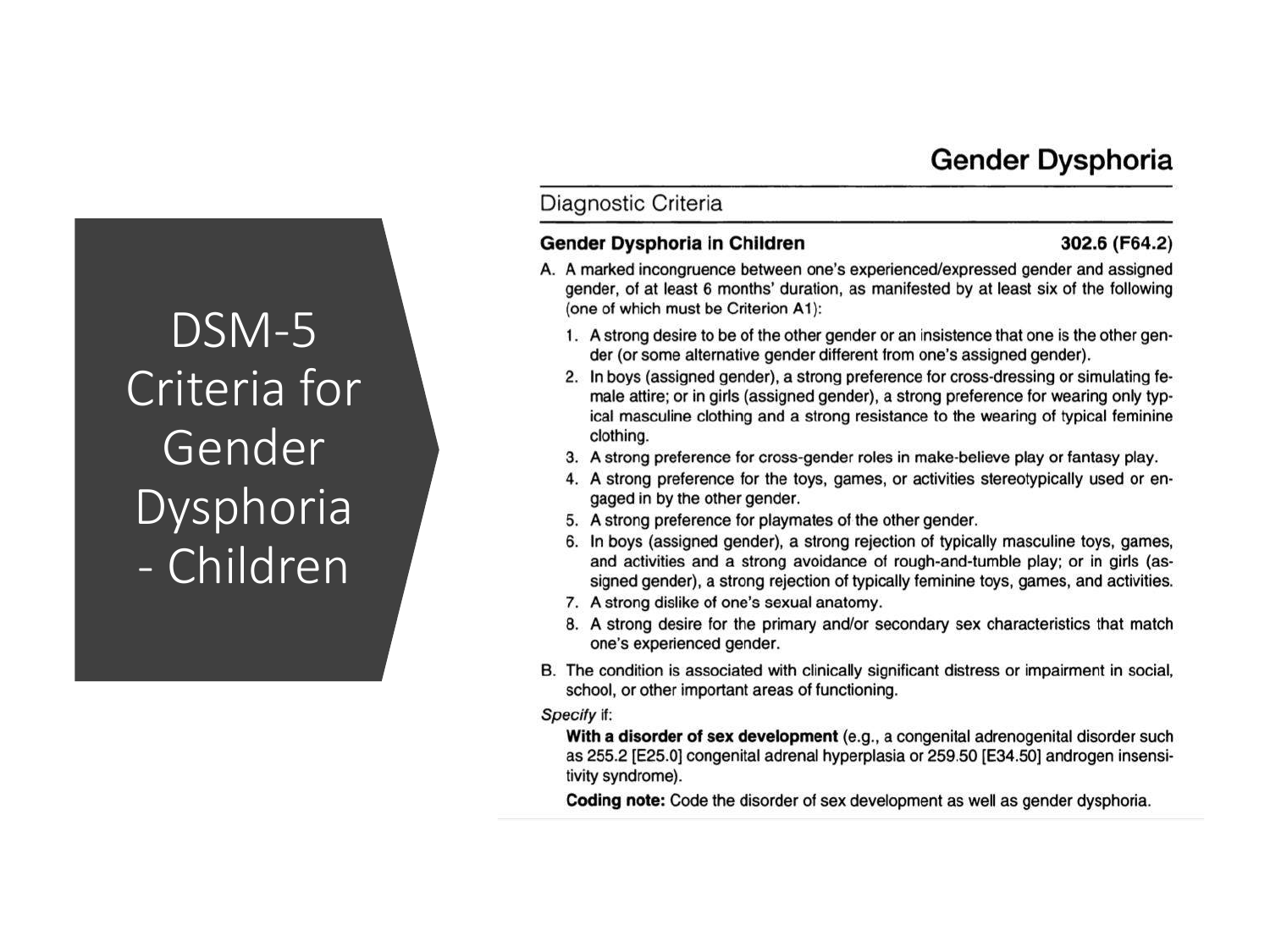# DSM-5 Criteria for Gender Dysphoria - Children

## Gender Dysphoria

### Diagnostic Criteria

**Gender Dysphoria in Children** **302.6 (F64.2)**

A. A marked incongruence between one's experienced/expressed gender and assigned gender, of at least 6 months' duration, as manifested by at least six of the following (one of which must be Criterion A1):

1. A strong desire to be of the other gender or an insistence that one is the other gender (or some alternative gender different from one's assigned gender).
2. In boys (assigned gender), a strong preference for cross-dressing or simulating female attire; or in girls (assigned gender), a strong preference for wearing only typical masculine clothing and a strong resistance to the wearing of typical feminine clothing.
3. A strong preference for cross-gender roles in make-believe play or fantasy play.
4. A strong preference for the toys, games, or activities stereotypically used or engaged in by the other gender.
5. A strong preference for playmates of the other gender.
6. In boys (assigned gender), a strong rejection of typically masculine toys, games, and activities and a strong avoidance of rough-and-tumble play; or in girls (assigned gender), a strong rejection of typically feminine toys, games, and activities.
7. A strong dislike of one's sexual anatomy.
8. A strong desire for the primary and/or secondary sex characteristics that match one's experienced gender.

B. The condition is associated with clinically significant distress or impairment in social, school, or other important areas of functioning.

*Specify* if:

**With a disorder of sex development** (e.g., a congenital adrenogenital disorder such as 255.2 [E25.0] congenital adrenal hyperplasia or 259.50 [E34.50] androgen insensitivity syndrome).

**Coding note:** Code the disorder of sex development as well as gender dysphoria.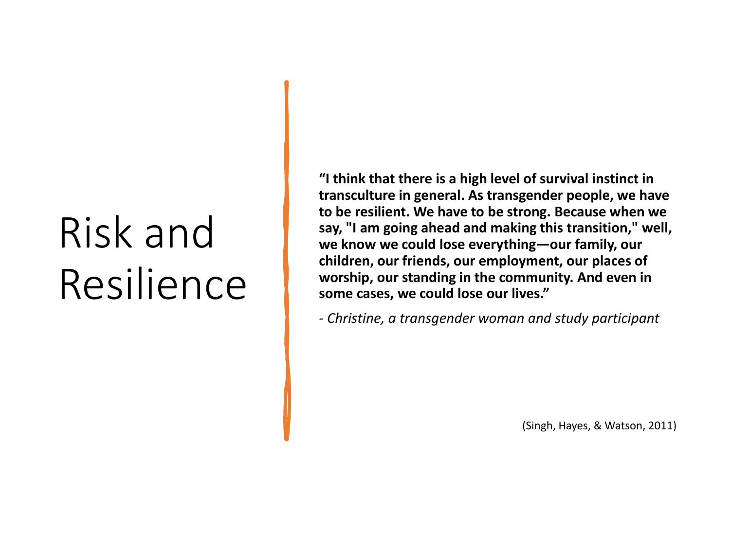# Risk and Resilience

**"I think that there is a high level of survival instinct in transculture in general. As transgender people, we have to be resilient. We have to be strong. Because when we say, "I am going ahead and making this transition," well, we know we could lose everything—our family, our children, our friends, our employment, our places of worship, our standing in the community. And even in some cases, we could lose our lives."**

*- Christine, a transgender woman and study participant*

(Singh, Hayes, & Watson, 2011)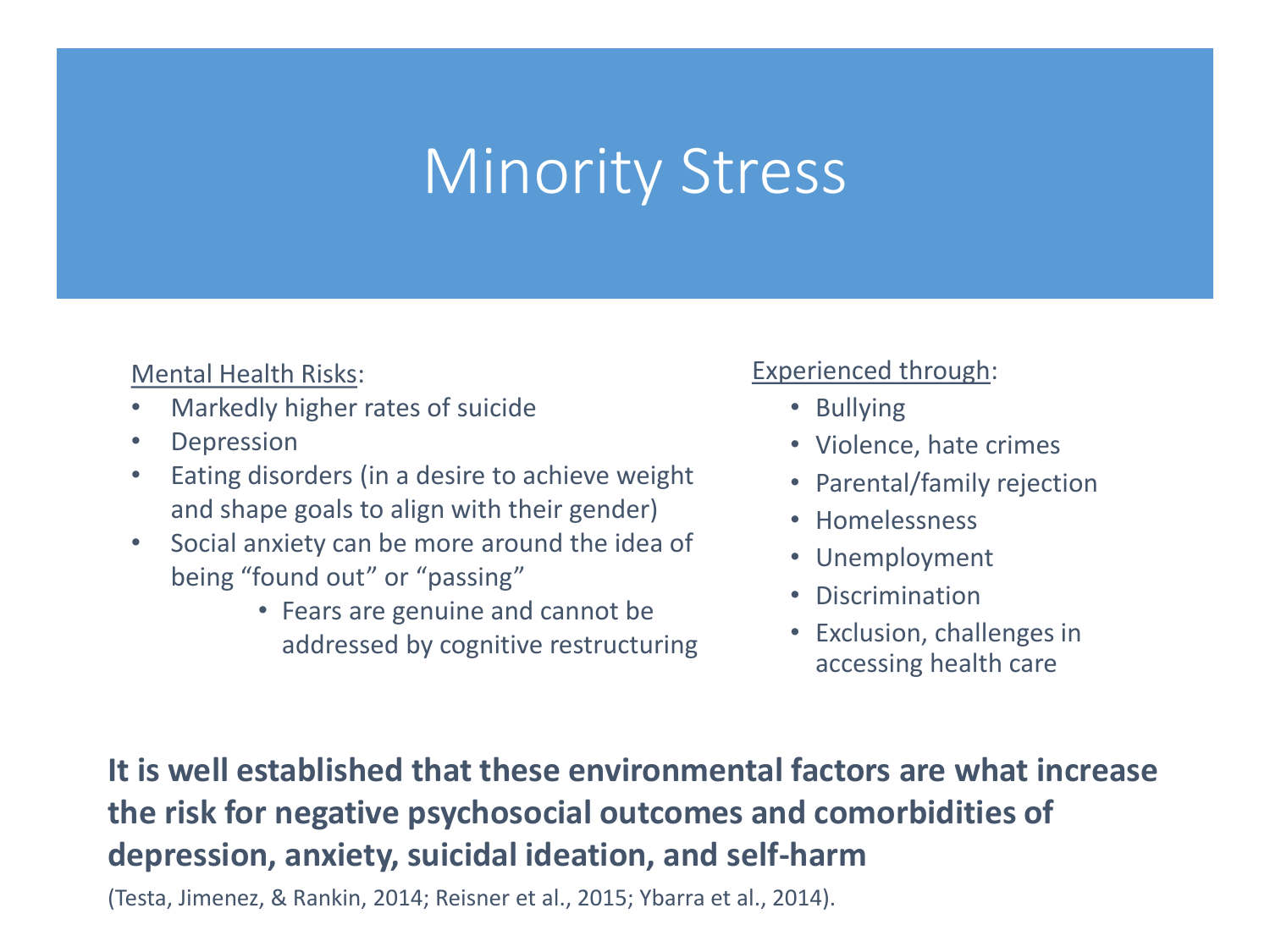# Minority Stress

<u>Mental Health Risks</u>:

- Markedly higher rates of suicide
- Depression
- Eating disorders (in a desire to achieve weight and shape goals to align with their gender)
- Social anxiety can be more around the idea of being "found out" or "passing"
  - Fears are genuine and cannot be addressed by cognitive restructuring

<u>Experienced through</u>:

- Bullying
- Violence, hate crimes
- Parental/family rejection
- Homelessness
- Unemployment
- Discrimination
- Exclusion, challenges in accessing health care

**It is well established that these environmental factors are what increase the risk for negative psychosocial outcomes and comorbidities of depression, anxiety, suicidal ideation, and self-harm**

(Testa, Jimenez, & Rankin, 2014; Reisner et al., 2015; Ybarra et al., 2014).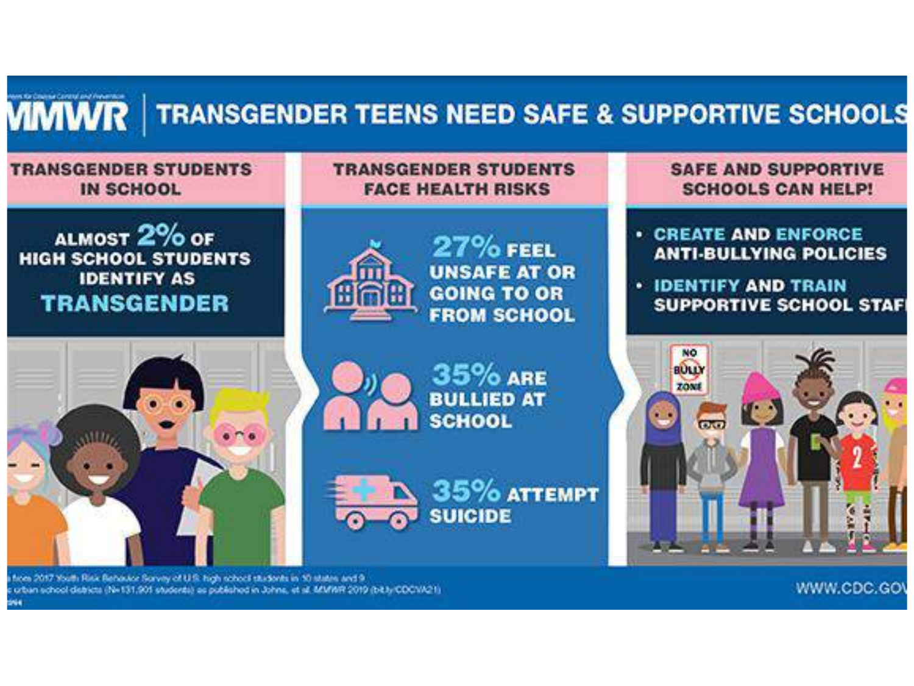# MMWR | TRANSGENDER TEENS NEED SAFE & SUPPORTIVE SCHOOLS

## TRANSGENDER STUDENTS IN SCHOOL

ALMOST 2% OF HIGH SCHOOL STUDENTS IDENTIFY AS **TRANSGENDER**

## TRANSGENDER STUDENTS FACE HEALTH RISKS

**27%** FEEL UNSAFE AT OR GOING TO OR FROM SCHOOL

**35%** ARE BULLIED AT SCHOOL

**35%** ATTEMPT SUICIDE

## SAFE AND SUPPORTIVE SCHOOLS CAN HELP!

- **CREATE** AND **ENFORCE** ANTI-BULLYING POLICIES
- **IDENTIFY** AND **TRAIN** SUPPORTIVE SCHOOL STAFF

NO BULLY ZONE

...from 2017 Youth Risk Behavior Survey of U.S. high school students in 10 states and 9 ...urban school districts (N=131,901 students) as published in Johns, et al. MMWR 2019 (bit.ly/CDCVA21)

WWW.CDC.GOV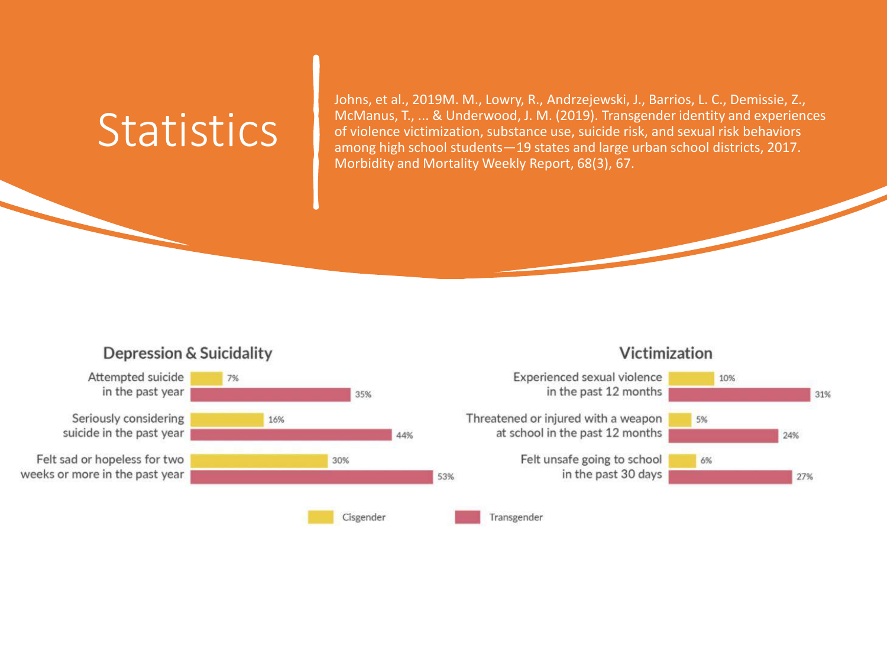# Statistics

Johns, et al., 2019M. M., Lowry, R., Andrzejewski, J., Barrios, L. C., Demissie, Z., McManus, T., ... & Underwood, J. M. (2019). Transgender identity and experiences of violence victimization, substance use, suicide risk, and sexual risk behaviors among high school students—19 states and large urban school districts, 2017. Morbidity and Mortality Weekly Report, 68(3), 67.

## Depression & Suicidality

| | Cisgender | Transgender |
|---|---|---|
| Attempted suicide in the past year | 7% | 35% |
| Seriously considering suicide in the past year | 16% | 44% |
| Felt sad or hopeless for two weeks or more in the past year | 30% | 53% |

## Victimization

| | Cisgender | Transgender |
|---|---|---|
| Experienced sexual violence in the past 12 months | 10% | 31% |
| Threatened or injured with a weapon at school in the past 12 months | 5% | 24% |
| Felt unsafe going to school in the past 30 days | 6% | 27% |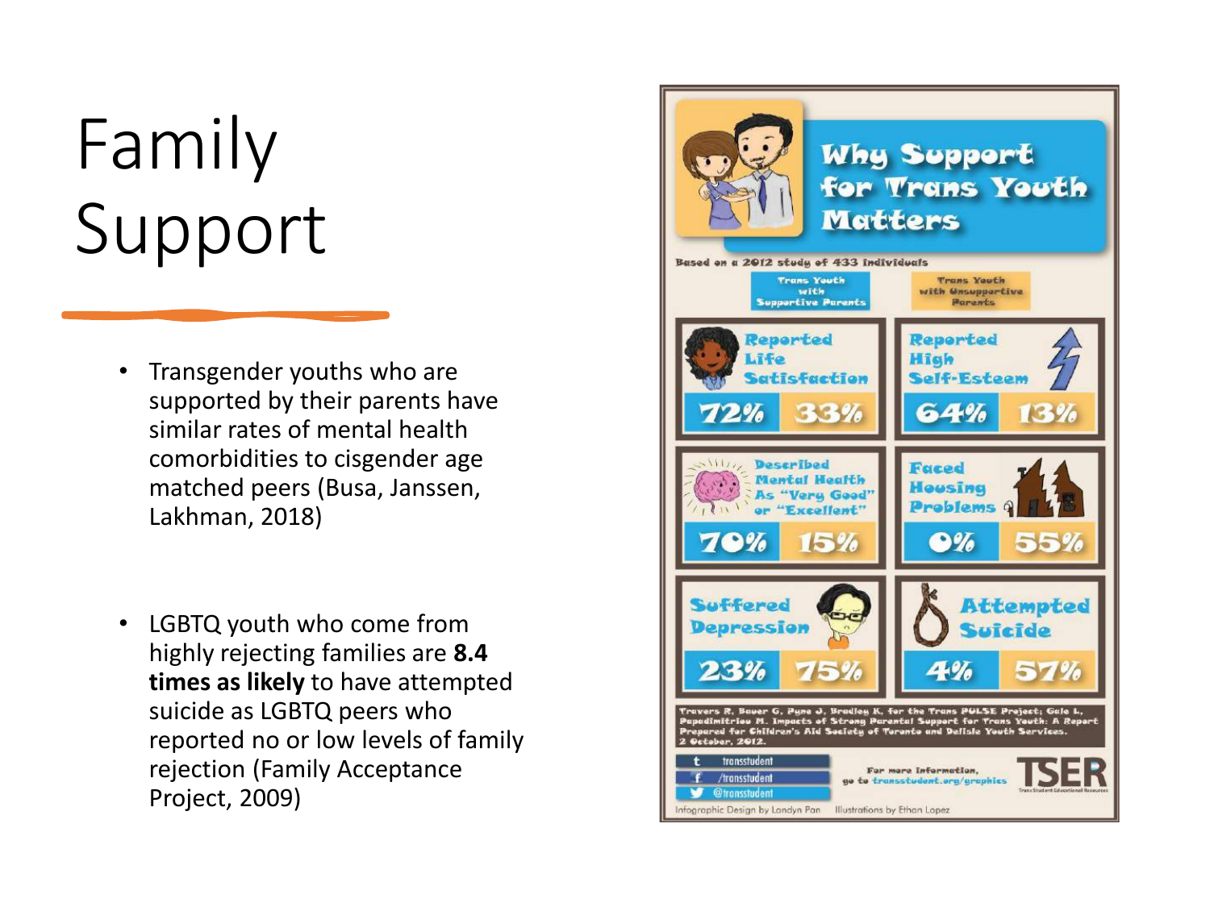# Family Support

- Transgender youths who are supported by their parents have similar rates of mental health comorbidities to cisgender age matched peers (Busa, Janssen, Lakhman, 2018)

- LGBTQ youth who come from highly rejecting families are **8.4 times as likely** to have attempted suicide as LGBTQ peers who reported no or low levels of family rejection (Family Acceptance Project, 2009)

## Why Support for Trans Youth Matters

Based on a 2012 study of 433 individuals

| | Trans Youth with Supportive Parents | Trans Youth with Unsupportive Parents |
|---|---|---|
| Reported Life Satisfaction | 72% | 33% |
| Reported High Self-Esteem | 64% | 13% |
| Described Mental Health As "Very Good" or "Excellent" | 70% | 15% |
| Faced Housing Problems | 0% | 55% |
| Suffered Depression | 23% | 75% |
| Attempted Suicide | 4% | 57% |

Travers R, Bauer G, Pyne J, Bradley K, for the Trans PULSE Project; Gale L, Papadimitriou M. Impacts of Strong Parental Support for Trans Youth: A Report Prepared for Children's Aid Society of Toronto and Delisle Youth Services. 2 October, 2012.

t transstudent
f /transstudent
@transstudent

For more information, go to transstudent.org/graphics

TSER Trans Student Educational Resources

Infographic Design by Landyn Pan Illustrations by Ethan Lopez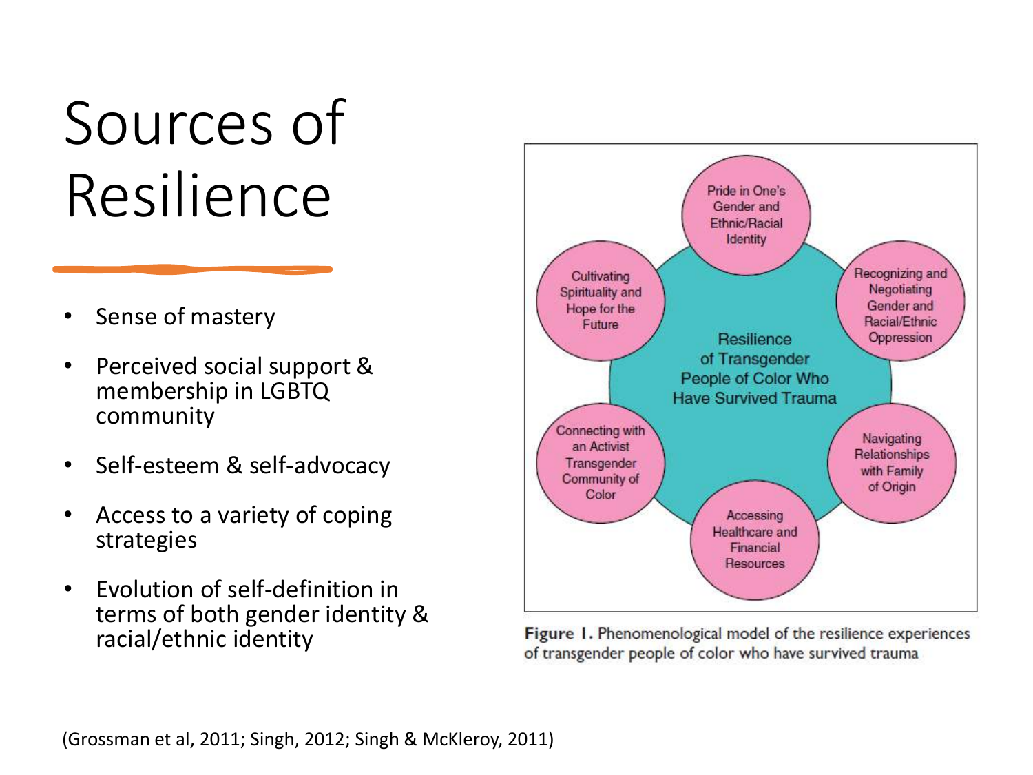# Sources of Resilience

- Sense of mastery
- Perceived social support & membership in LGBTQ community
- Self-esteem & self-advocacy
- Access to a variety of coping strategies
- Evolution of self-definition in terms of both gender identity & racial/ethnic identity

Resilience of Transgender People of Color Who Have Survived Trauma

- Pride in One's Gender and Ethnic/Racial Identity
- Recognizing and Negotiating Gender and Racial/Ethnic Oppression
- Navigating Relationships with Family of Origin
- Accessing Healthcare and Financial Resources
- Connecting with an Activist Transgender Community of Color
- Cultivating Spirituality and Hope for the Future

**Figure 1.** Phenomenological model of the resilience experiences of transgender people of color who have survived trauma

(Grossman et al, 2011; Singh, 2012; Singh & McKleroy, 2011)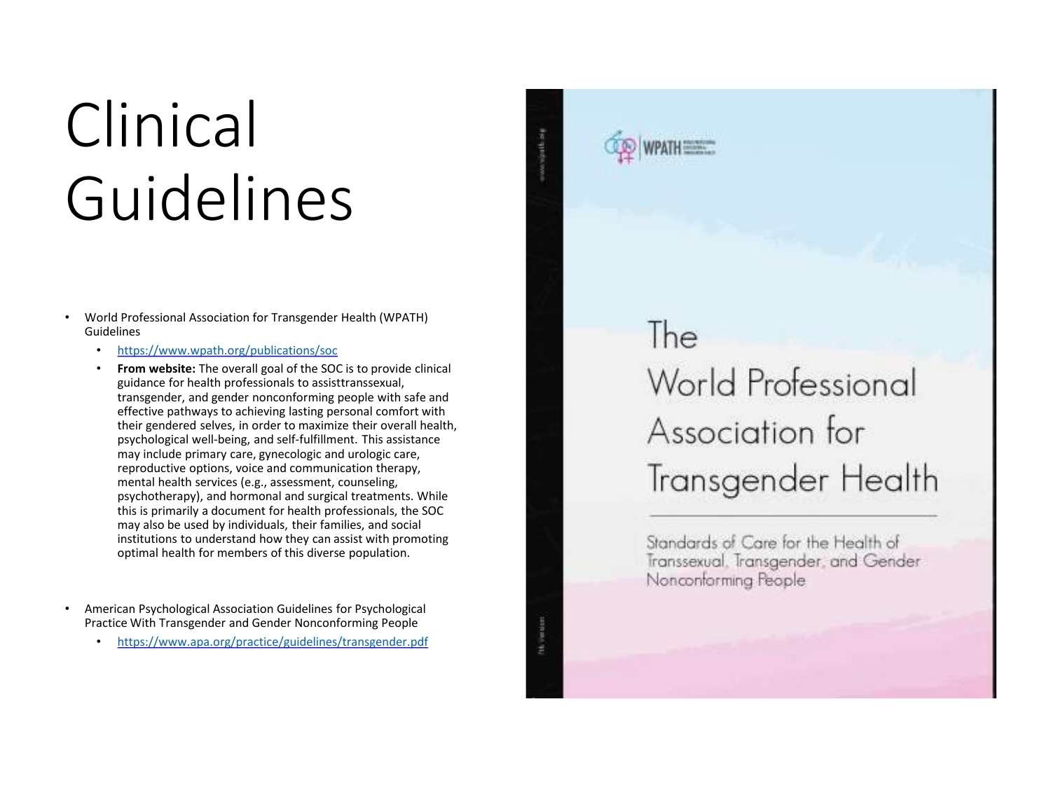# Clinical Guidelines

- World Professional Association for Transgender Health (WPATH) Guidelines
  - https://www.wpath.org/publications/soc
  - **From website:** The overall goal of the SOC is to provide clinical guidance for health professionals to assisttranssexual, transgender, and gender nonconforming people with safe and effective pathways to achieving lasting personal comfort with their gendered selves, in order to maximize their overall health, psychological well-being, and self-fulfillment. This assistance may include primary care, gynecologic and urologic care, reproductive options, voice and communication therapy, mental health services (e.g., assessment, counseling, psychotherapy), and hormonal and surgical treatments. While this is primarily a document for health professionals, the SOC may also be used by individuals, their families, and social institutions to understand how they can assist with promoting optimal health for members of this diverse population.

- American Psychological Association Guidelines for Psychological Practice With Transgender and Gender Nonconforming People
  - https://www.apa.org/practice/guidelines/transgender.pdf

The World Professional Association for Transgender Health

Standards of Care for the Health of Transsexual, Transgender, and Gender Nonconforming People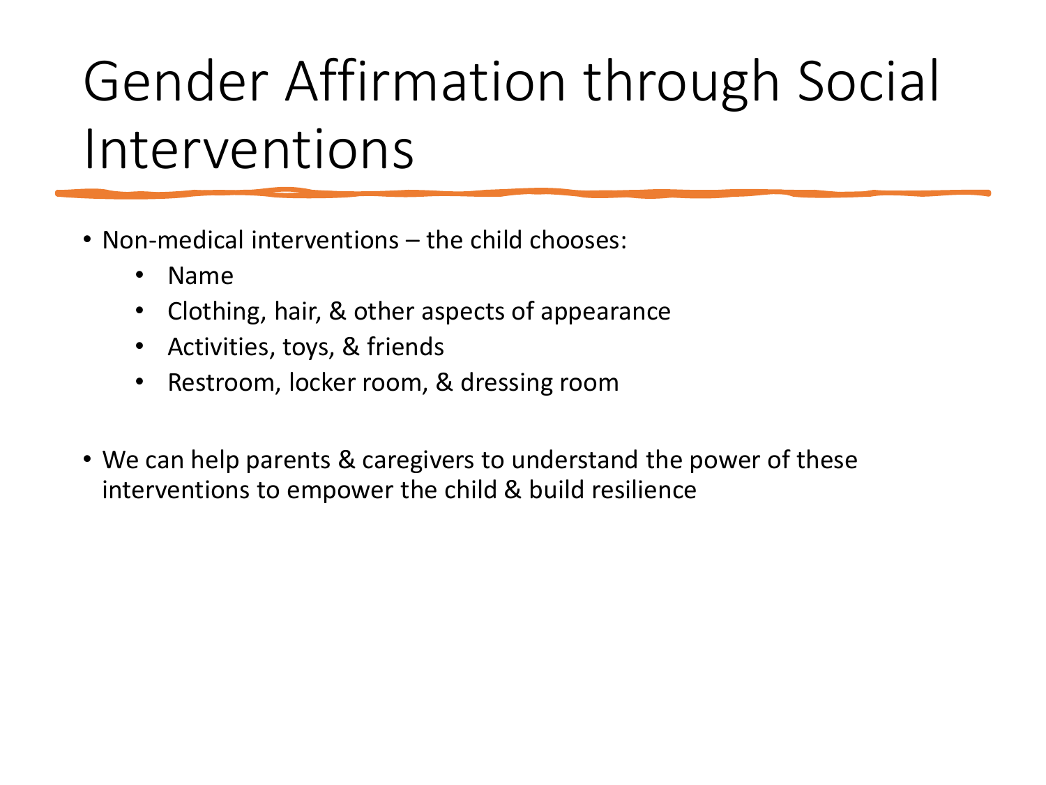# Gender Affirmation through Social Interventions

- Non-medical interventions – the child chooses:
  - Name
  - Clothing, hair, & other aspects of appearance
  - Activities, toys, & friends
  - Restroom, locker room, & dressing room

- We can help parents & caregivers to understand the power of these interventions to empower the child & build resilience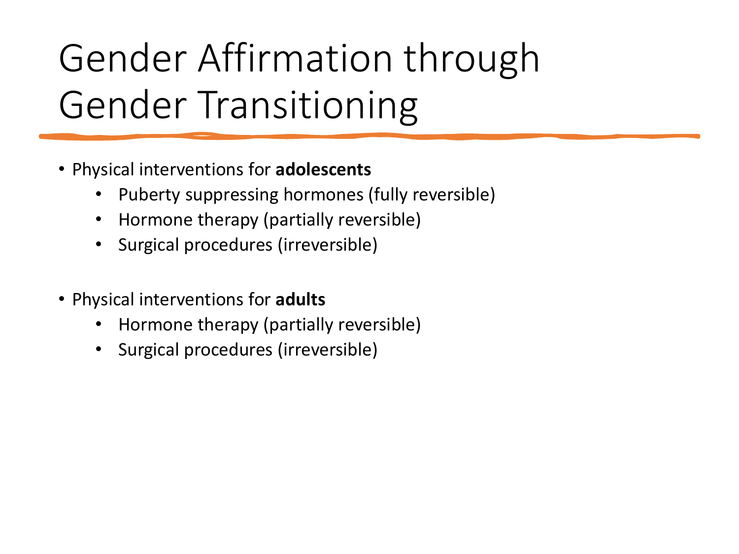# Gender Affirmation through Gender Transitioning

- Physical interventions for **adolescents**
  - Puberty suppressing hormones (fully reversible)
  - Hormone therapy (partially reversible)
  - Surgical procedures (irreversible)

- Physical interventions for **adults**
  - Hormone therapy (partially reversible)
  - Surgical procedures (irreversible)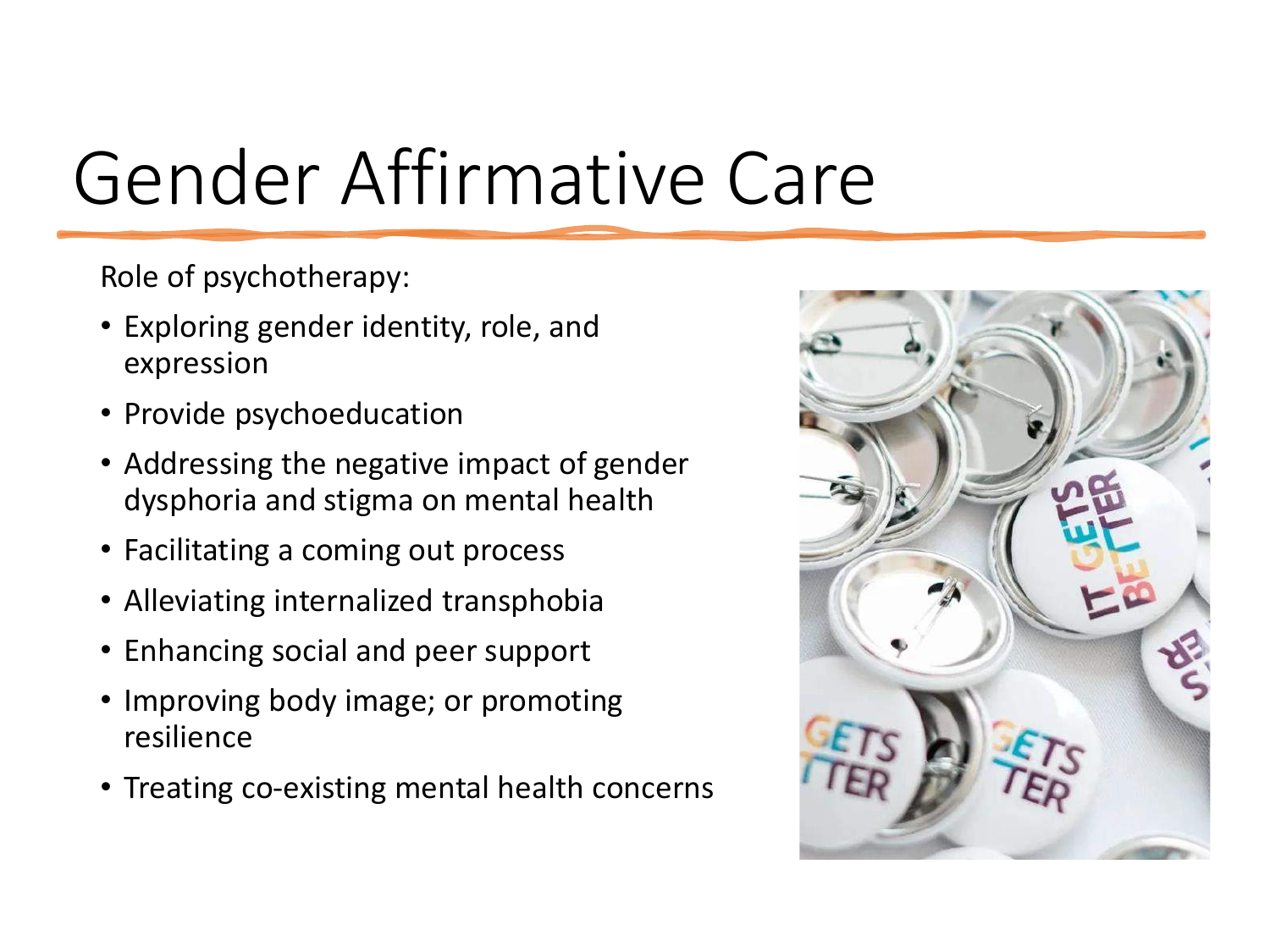# Gender Affirmative Care

Role of psychotherapy:

- Exploring gender identity, role, and expression
- Provide psychoeducation
- Addressing the negative impact of gender dysphoria and stigma on mental health
- Facilitating a coming out process
- Alleviating internalized transphobia
- Enhancing social and peer support
- Improving body image; or promoting resilience
- Treating co-existing mental health concerns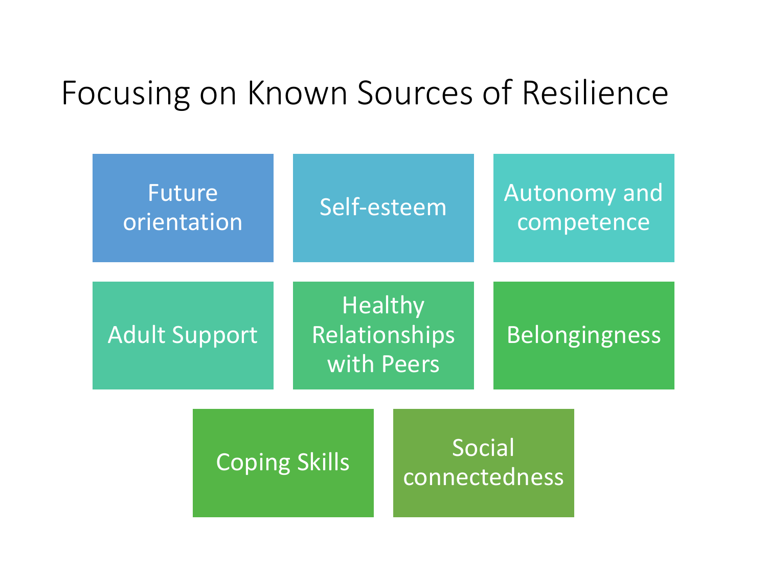# Focusing on Known Sources of Resilience

- Future orientation
- Self-esteem
- Autonomy and competence
- Adult Support
- Healthy Relationships with Peers
- Belongingness
- Coping Skills
- Social connectedness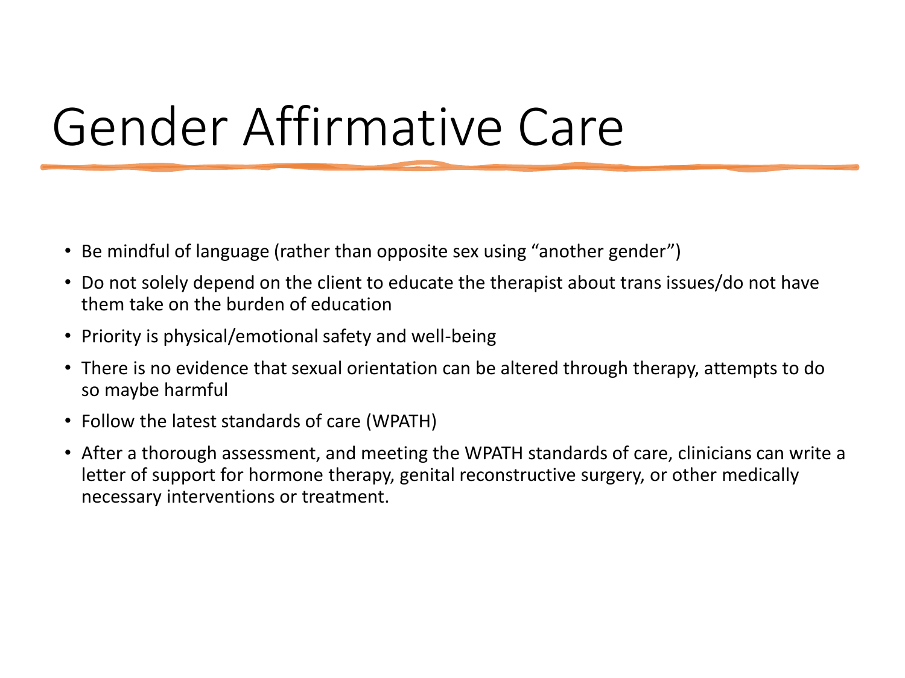# Gender Affirmative Care

- Be mindful of language (rather than opposite sex using “another gender”)
- Do not solely depend on the client to educate the therapist about trans issues/do not have them take on the burden of education
- Priority is physical/emotional safety and well-being
- There is no evidence that sexual orientation can be altered through therapy, attempts to do so maybe harmful
- Follow the latest standards of care (WPATH)
- After a thorough assessment, and meeting the WPATH standards of care, clinicians can write a letter of support for hormone therapy, genital reconstructive surgery, or other medically necessary interventions or treatment.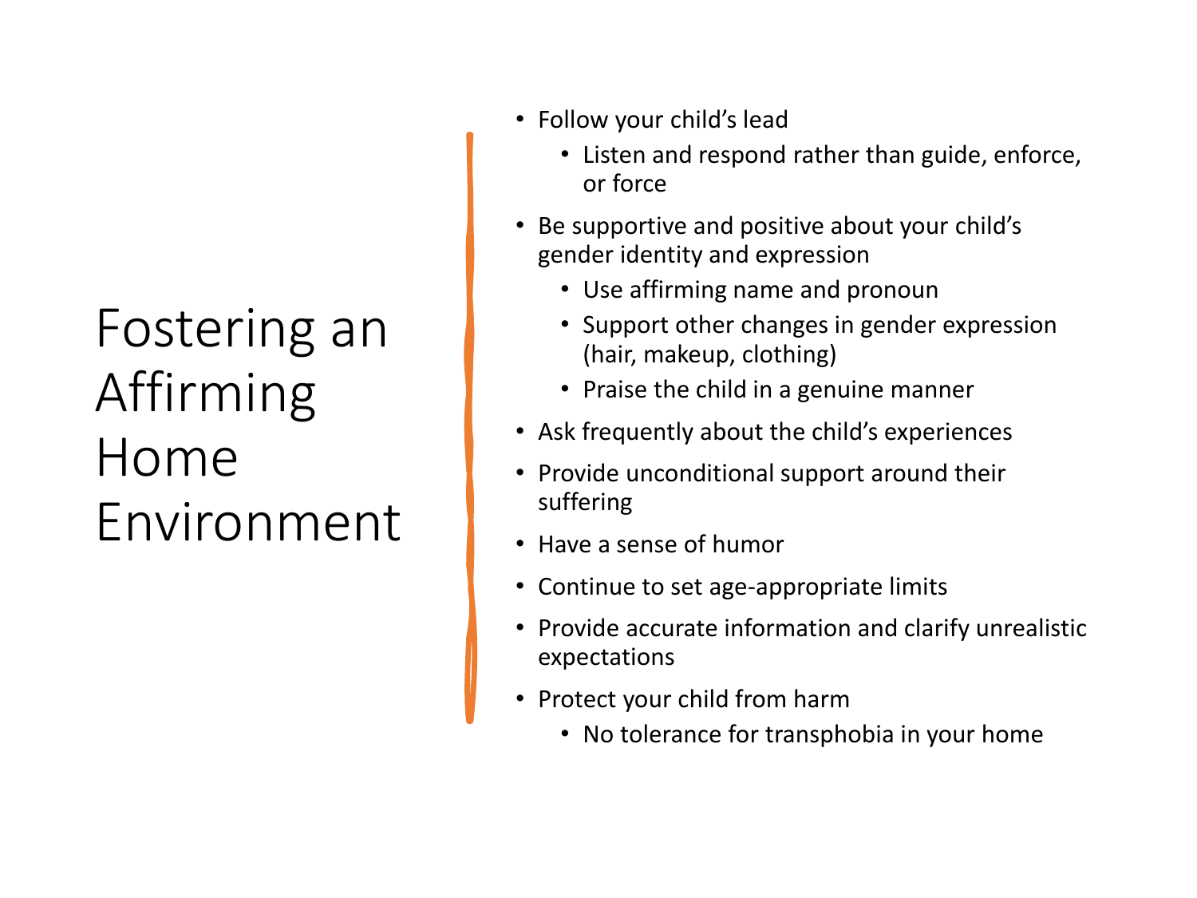# Fostering an Affirming Home Environment

- Follow your child's lead
  - Listen and respond rather than guide, enforce, or force
- Be supportive and positive about your child's gender identity and expression
  - Use affirming name and pronoun
  - Support other changes in gender expression (hair, makeup, clothing)
  - Praise the child in a genuine manner
- Ask frequently about the child's experiences
- Provide unconditional support around their suffering
- Have a sense of humor
- Continue to set age-appropriate limits
- Provide accurate information and clarify unrealistic expectations
- Protect your child from harm
  - No tolerance for transphobia in your home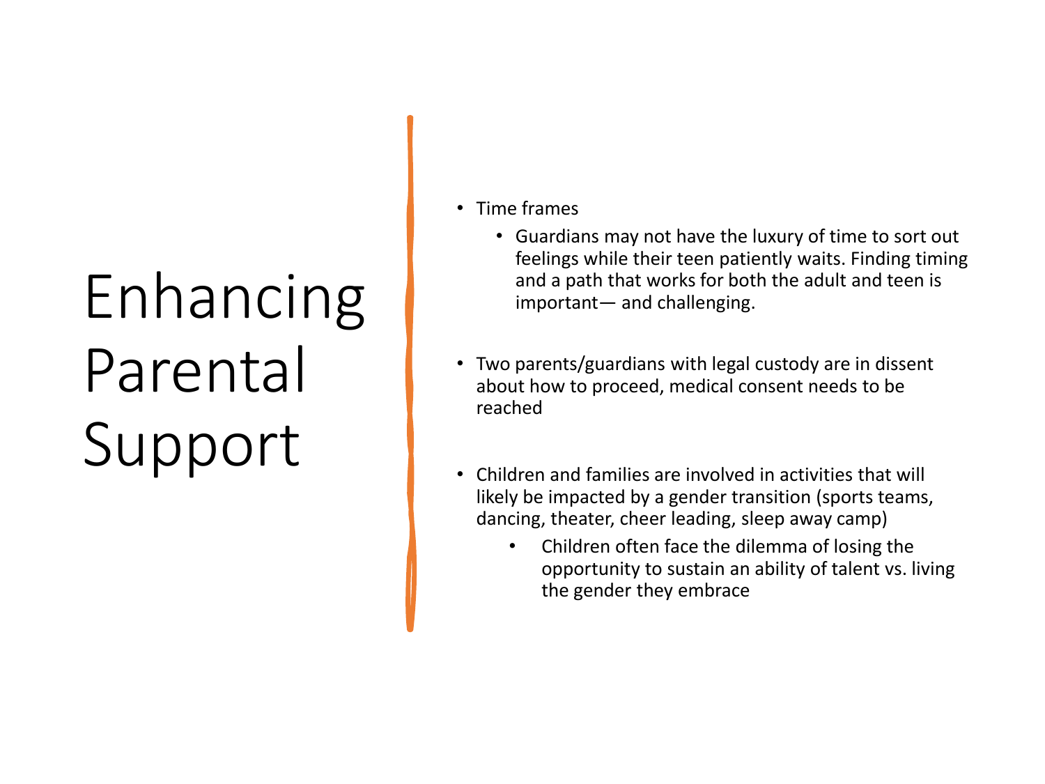# Enhancing Parental Support

- Time frames
  - Guardians may not have the luxury of time to sort out feelings while their teen patiently waits. Finding timing and a path that works for both the adult and teen is important— and challenging.

- Two parents/guardians with legal custody are in dissent about how to proceed, medical consent needs to be reached

- Children and families are involved in activities that will likely be impacted by a gender transition (sports teams, dancing, theater, cheer leading, sleep away camp)
  - Children often face the dilemma of losing the opportunity to sustain an ability of talent vs. living the gender they embrace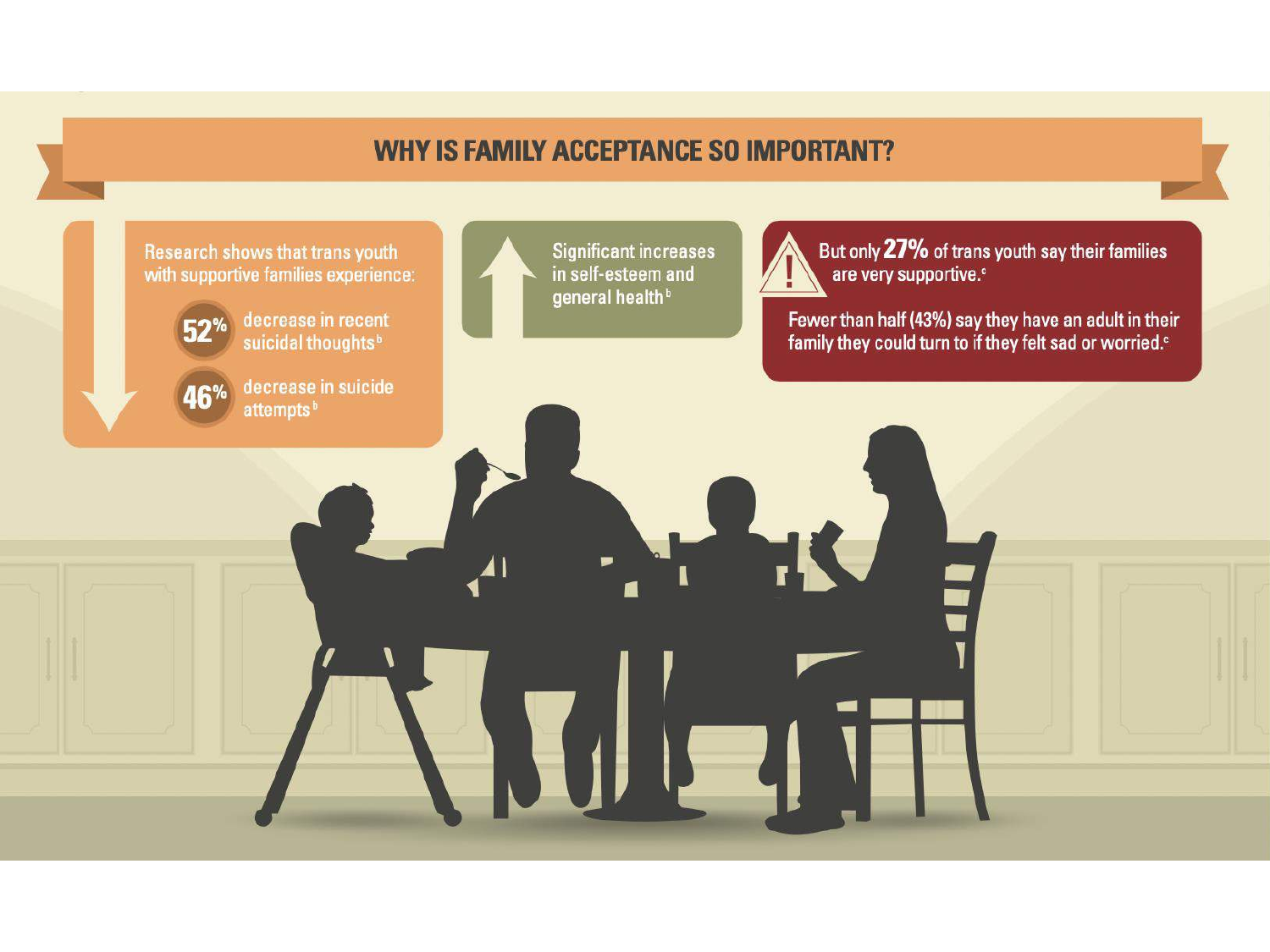## WHY IS FAMILY ACCEPTANCE SO IMPORTANT?

Research shows that trans youth with supportive families experience:

- **52%** decrease in recent suicidal thoughts[b]
- **46%** decrease in suicide attempts[b]

Significant increases in self-esteem and general health[b]

But only **27%** of trans youth say their families are very supportive.[c]

Fewer than half (43%) say they have an adult in their family they could turn to if they felt sad or worried.[c]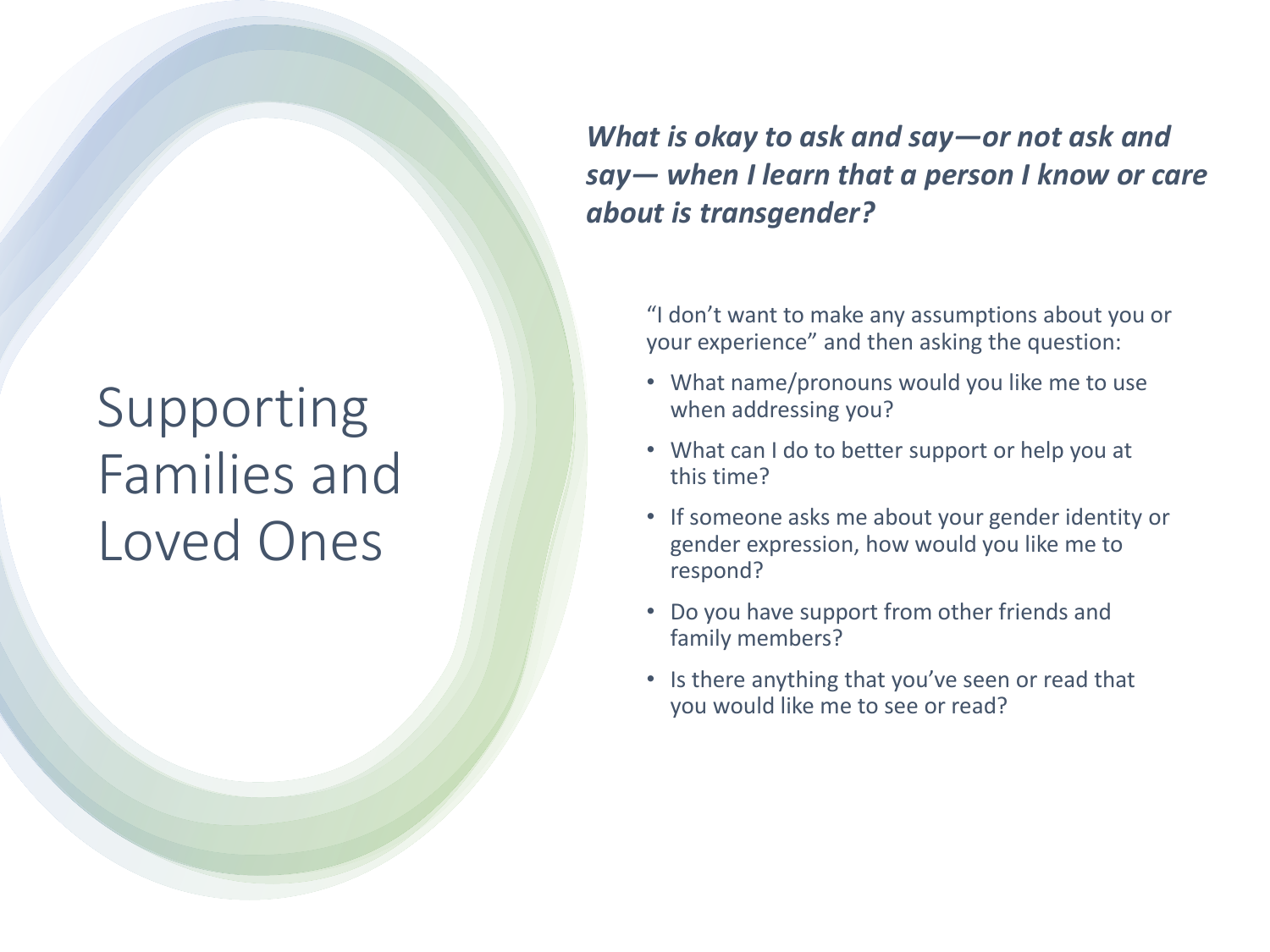# Supporting Families and Loved Ones

***What is okay to ask and say—or not ask and say— when I learn that a person I know or care about is transgender?***

"I don't want to make any assumptions about you or your experience" and then asking the question:

- What name/pronouns would you like me to use when addressing you?
- What can I do to better support or help you at this time?
- If someone asks me about your gender identity or gender expression, how would you like me to respond?
- Do you have support from other friends and family members?
- Is there anything that you've seen or read that you would like me to see or read?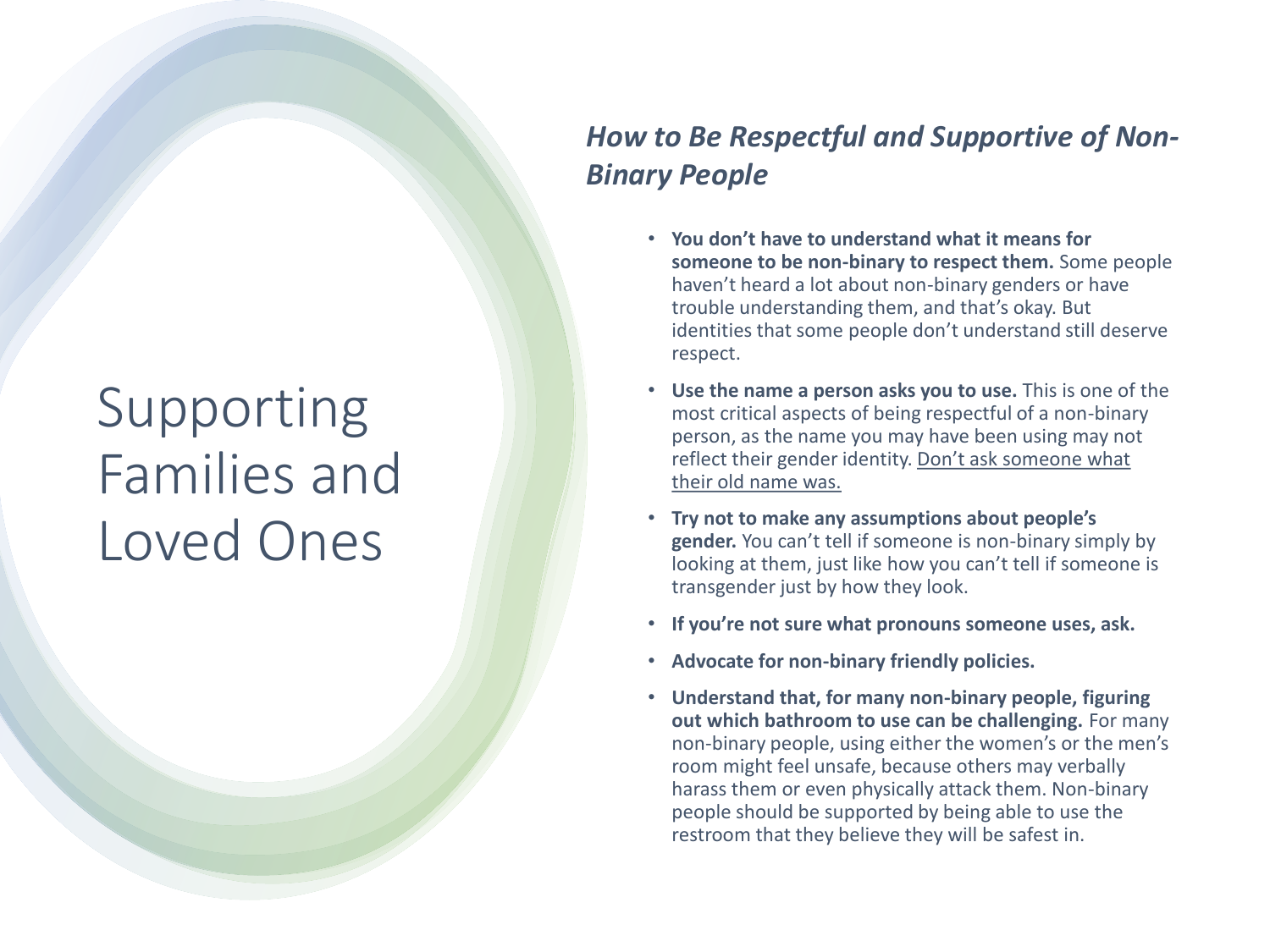# Supporting Families and Loved Ones

## *How to Be Respectful and Supportive of Non-Binary People*

- **You don't have to understand what it means for someone to be non-binary to respect them.** Some people haven't heard a lot about non-binary genders or have trouble understanding them, and that's okay. But identities that some people don't understand still deserve respect.
- **Use the name a person asks you to use.** This is one of the most critical aspects of being respectful of a non-binary person, as the name you may have been using may not reflect their gender identity. Don't ask someone what their old name was.
- **Try not to make any assumptions about people's gender.** You can't tell if someone is non-binary simply by looking at them, just like how you can't tell if someone is transgender just by how they look.
- **If you're not sure what pronouns someone uses, ask.**
- **Advocate for non-binary friendly policies.**
- **Understand that, for many non-binary people, figuring out which bathroom to use can be challenging.** For many non-binary people, using either the women's or the men's room might feel unsafe, because others may verbally harass them or even physically attack them. Non-binary people should be supported by being able to use the restroom that they believe they will be safest in.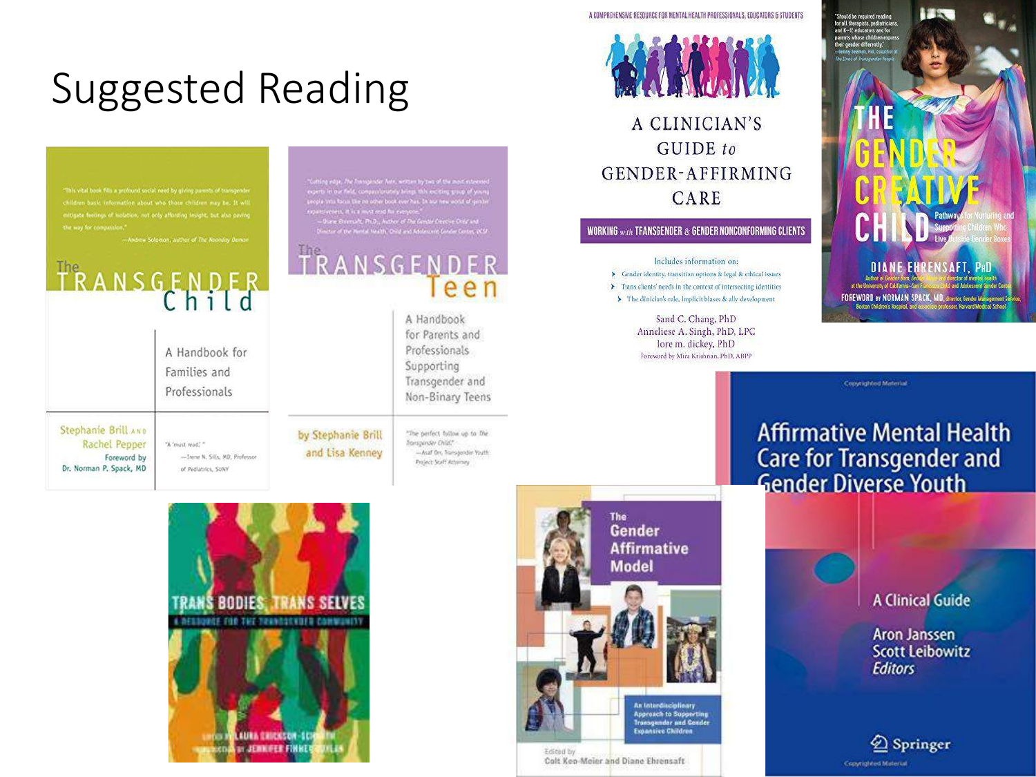# Suggested Reading

**The Transgender Child: A Handbook for Families and Professionals**
Stephanie Brill and Rachel Pepper
Foreword by Dr. Norman P. Spack, MD

"This vital book fills a profound social need by giving parents of transgender children basic information about who those children may be. It will mitigate feelings of isolation, not only affording insight, but also paving the way for compassion."
—Andrew Solomon, author of *The Noonday Demon*

"A 'must read.'"
—Irene N. Sills, MD, Professor of Pediatrics, SUNY

**The Transgender Teen: A Handbook for Parents and Professionals Supporting Transgender and Non-Binary Teens**
by Stephanie Brill and Lisa Kenney

"Cutting edge, *The Transgender Teen*, written by two of the most esteemed experts in our field, compassionately brings this exciting group of young people into focus like no other book ever has. In our new world of gender expansiveness, it is a must read for everyone."
—Diane Ehrensaft, Ph.D., Author of *The Gender Creative Child* and Director of the Mental Health, Child and Adolescent Gender Center, UCSF

"The perfect follow up to *The Transgender Child*."
—Asaf Orr, Transgender Youth Project Staff Attorney

**A Clinician's Guide to Gender-Affirming Care: Working with Transgender & Gender Nonconforming Clients**
A comprehensive resource for mental health professionals, educators & students

Includes information on:

- Gender identity, transition options & legal & ethical issues
- Trans clients' needs in the context of intersecting identities
- The clinician's role, implicit biases & ally development

Sand C. Chang, PhD
Anneliese A. Singh, PhD, LPC
lore m. dickey, PhD
Foreword by Mira Krishnan, PhD, ABPP

**The Gender Creative Child: Pathways for Nurturing and Supporting Children Who Live Outside Gender Boxes**
Diane Ehrensaft, PhD
Author of *Gender Born, Gender Made* and director of mental health at the University of California–San Francisco Child and Adolescent Gender Center
Foreword by Norman Spack, MD, director, Gender Management Service, Boston Children's Hospital, and associate professor, Harvard Medical School

"Should be required reading for all therapists, pediatricians, and K–12 educators and for parents whose children express their gender differently."
—Genny Beemyn, PhD, coauthor of *The Lives of Transgender People*

**Trans Bodies, Trans Selves: A Resource for the Transgender Community**
Edited by Laura Erickson-Schroth
Introduction by Jennifer Finney Boylan

**The Gender Affirmative Model: An Interdisciplinary Approach to Supporting Transgender and Gender Expansive Children**
Edited by Colt Keo-Meier and Diane Ehrensaft

**Affirmative Mental Health Care for Transgender and Gender Diverse Youth: A Clinical Guide**
Aron Janssen, Scott Leibowitz, Editors
Springer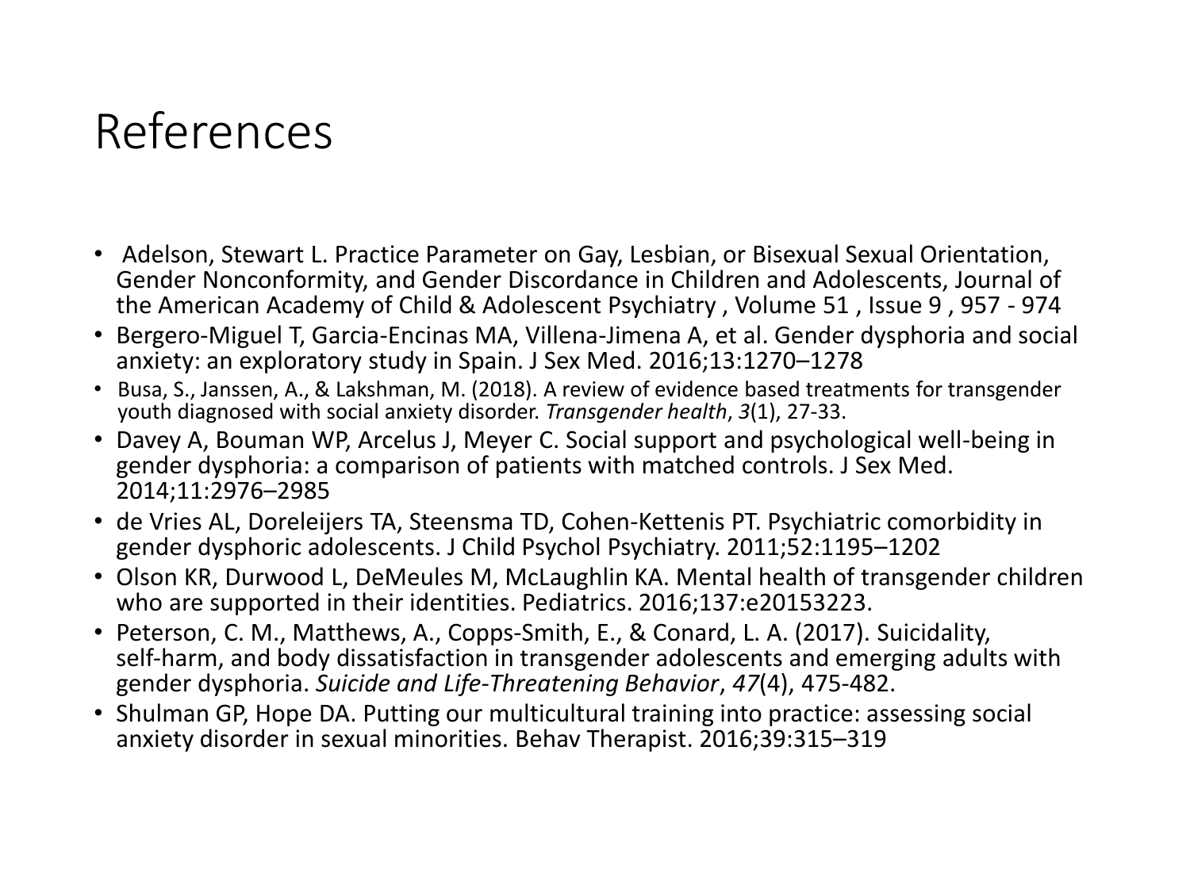# References

- Adelson, Stewart L. Practice Parameter on Gay, Lesbian, or Bisexual Sexual Orientation, Gender Nonconformity, and Gender Discordance in Children and Adolescents, Journal of the American Academy of Child & Adolescent Psychiatry , Volume 51 , Issue 9 , 957 - 974
- Bergero-Miguel T, Garcia-Encinas MA, Villena-Jimena A, et al. Gender dysphoria and social anxiety: an exploratory study in Spain. J Sex Med. 2016;13:1270–1278
- Busa, S., Janssen, A., & Lakshman, M. (2018). A review of evidence based treatments for transgender youth diagnosed with social anxiety disorder. *Transgender health*, *3*(1), 27-33.
- Davey A, Bouman WP, Arcelus J, Meyer C. Social support and psychological well-being in gender dysphoria: a comparison of patients with matched controls. J Sex Med. 2014;11:2976–2985
- de Vries AL, Doreleijers TA, Steensma TD, Cohen-Kettenis PT. Psychiatric comorbidity in gender dysphoric adolescents. J Child Psychol Psychiatry. 2011;52:1195–1202
- Olson KR, Durwood L, DeMeules M, McLaughlin KA. Mental health of transgender children who are supported in their identities. Pediatrics. 2016;137:e20153223.
- Peterson, C. M., Matthews, A., Copps-Smith, E., & Conard, L. A. (2017). Suicidality, self-harm, and body dissatisfaction in transgender adolescents and emerging adults with gender dysphoria. *Suicide and Life-Threatening Behavior*, *47*(4), 475-482.
- Shulman GP, Hope DA. Putting our multicultural training into practice: assessing social anxiety disorder in sexual minorities. Behav Therapist. 2016;39:315–319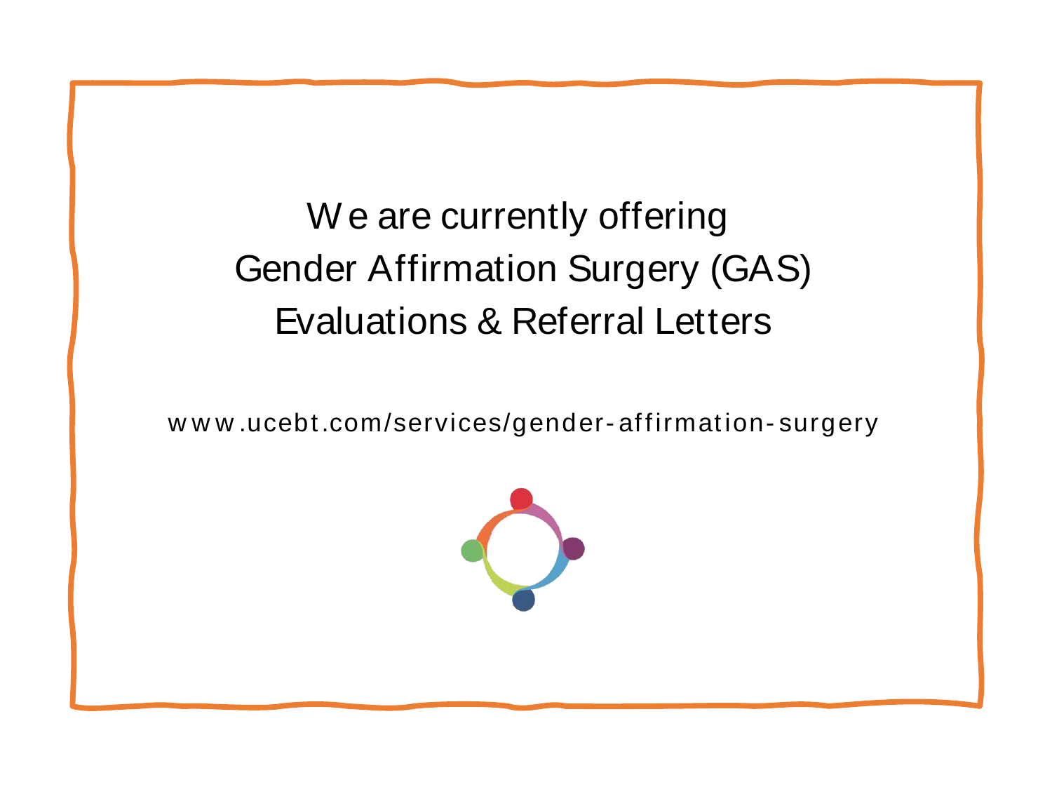We are currently offering

Gender Affirmation Surgery (GAS)

Evaluations & Referral Letters

www.ucebt.com/services/gender-affirmation-surgery